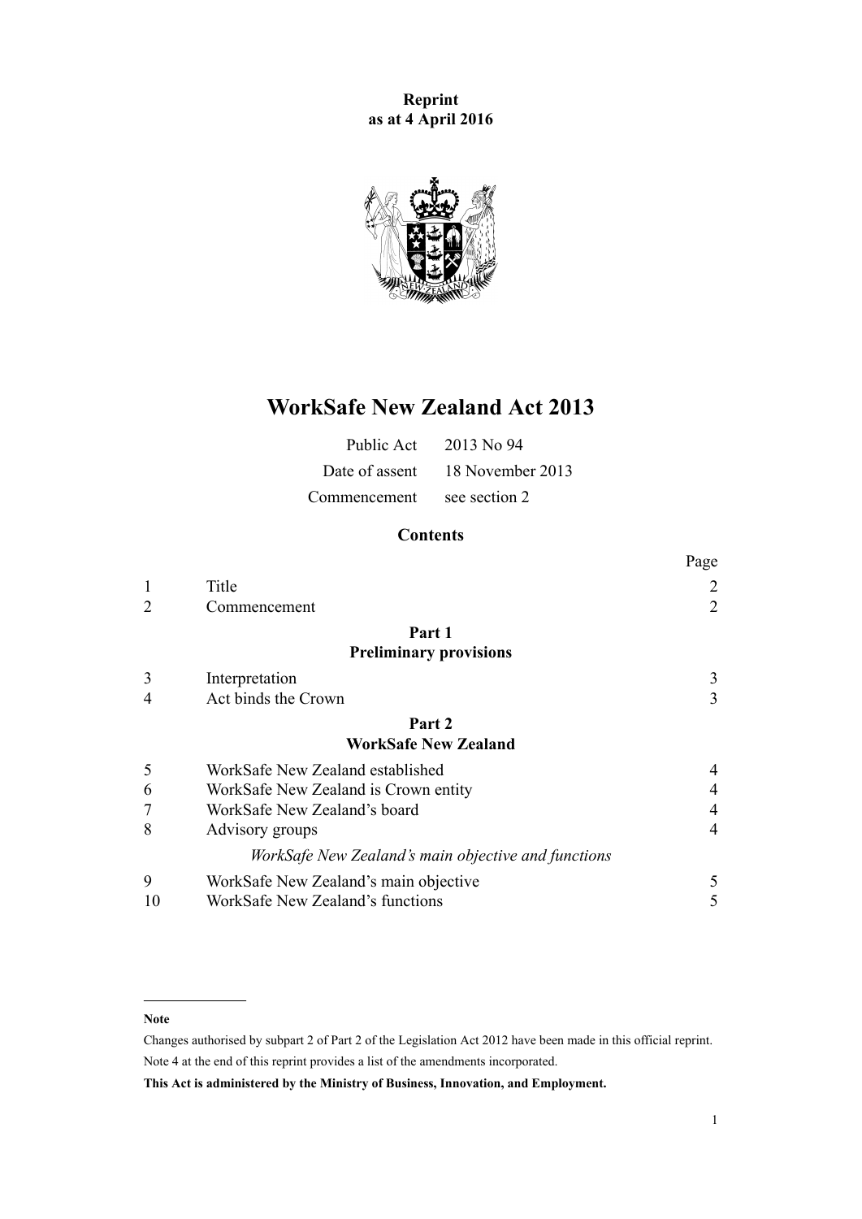**Reprint**
**as at 4 April 2016**

# WorkSafe New Zealand Act 2013

| | |
|---|---|
| Public Act | 2013 No 94 |
| Date of assent | 18 November 2013 |
| Commencement | see section 2 |

## Contents

| | | Page |
|---|---|---|
| 1 | Title | 2 |
| 2 | Commencement | 2 |
| | **Part 1** **Preliminary provisions** | |
| 3 | Interpretation | 3 |
| 4 | Act binds the Crown | 3 |
| | **Part 2** **WorkSafe New Zealand** | |
| 5 | WorkSafe New Zealand established | 4 |
| 6 | WorkSafe New Zealand is Crown entity | 4 |
| 7 | WorkSafe New Zealand's board | 4 |
| 8 | Advisory groups | 4 |
| | *WorkSafe New Zealand's main objective and functions* | |
| 9 | WorkSafe New Zealand's main objective | 5 |
| 10 | WorkSafe New Zealand's functions | 5 |

**Note**

Changes authorised by subpart 2 of Part 2 of the Legislation Act 2012 have been made in this official reprint.

Note 4 at the end of this reprint provides a list of the amendments incorporated.

**This Act is administered by the Ministry of Business, Innovation, and Employment.**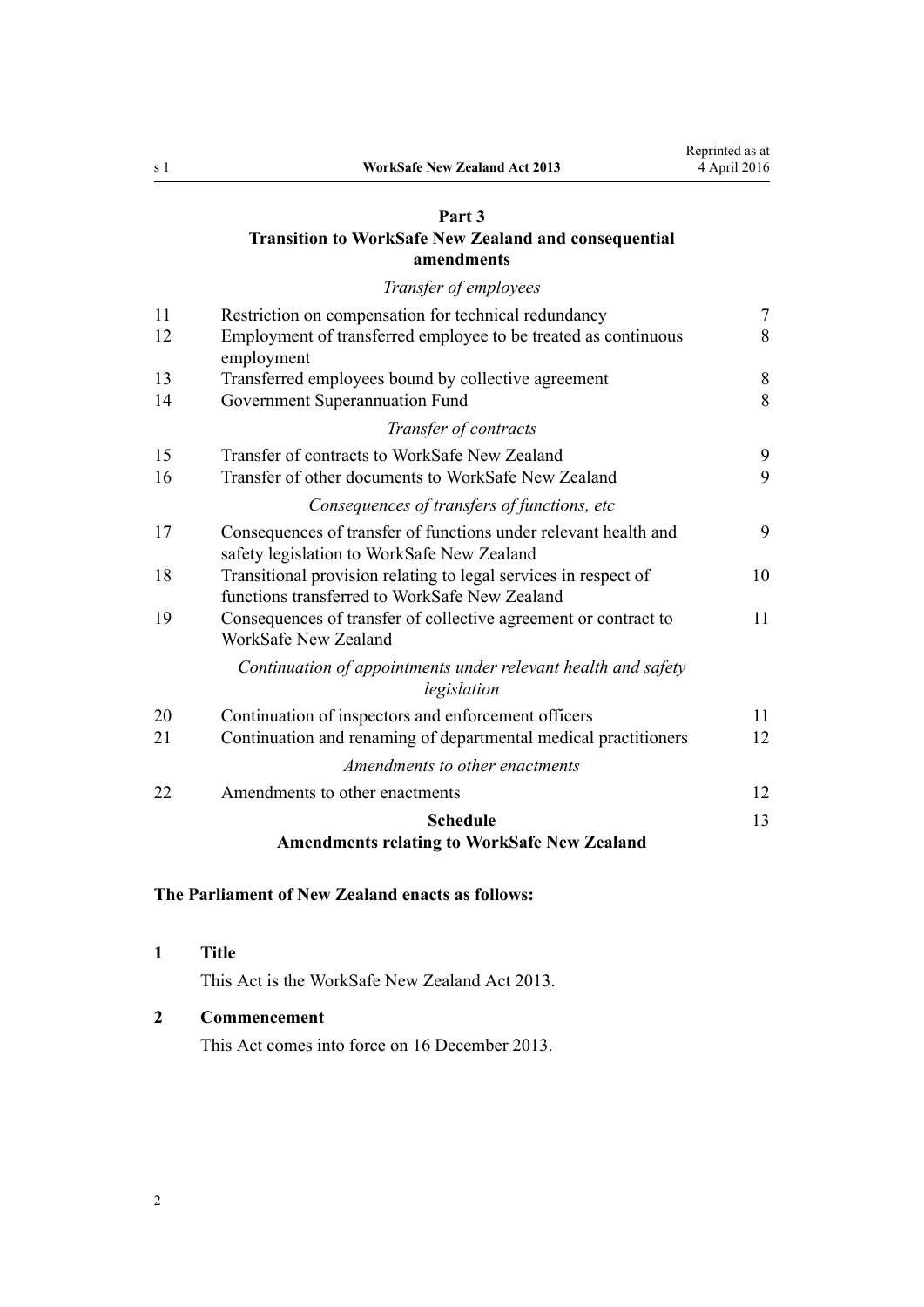## Part 3
## Transition to WorkSafe New Zealand and consequential amendments

*Transfer of employees*

| | | |
|---|---|---|
| 11 | Restriction on compensation for technical redundancy | 7 |
| 12 | Employment of transferred employee to be treated as continuous employment | 8 |
| 13 | Transferred employees bound by collective agreement | 8 |
| 14 | Government Superannuation Fund | 8 |

*Transfer of contracts*

| | | |
|---|---|---|
| 15 | Transfer of contracts to WorkSafe New Zealand | 9 |
| 16 | Transfer of other documents to WorkSafe New Zealand | 9 |

*Consequences of transfers of functions, etc*

| | | |
|---|---|---|
| 17 | Consequences of transfer of functions under relevant health and safety legislation to WorkSafe New Zealand | 9 |
| 18 | Transitional provision relating to legal services in respect of functions transferred to WorkSafe New Zealand | 10 |
| 19 | Consequences of transfer of collective agreement or contract to WorkSafe New Zealand | 11 |

*Continuation of appointments under relevant health and safety legislation*

| | | |
|---|---|---|
| 20 | Continuation of inspectors and enforcement officers | 11 |
| 21 | Continuation and renaming of departmental medical practitioners | 12 |

*Amendments to other enactments*

| | | |
|---|---|---|
| 22 | Amendments to other enactments | 12 |

**Schedule** 13
**Amendments relating to WorkSafe New Zealand**

**The Parliament of New Zealand enacts as follows:**

### 1 Title

This Act is the WorkSafe New Zealand Act 2013.

### 2 Commencement

This Act comes into force on 16 December 2013.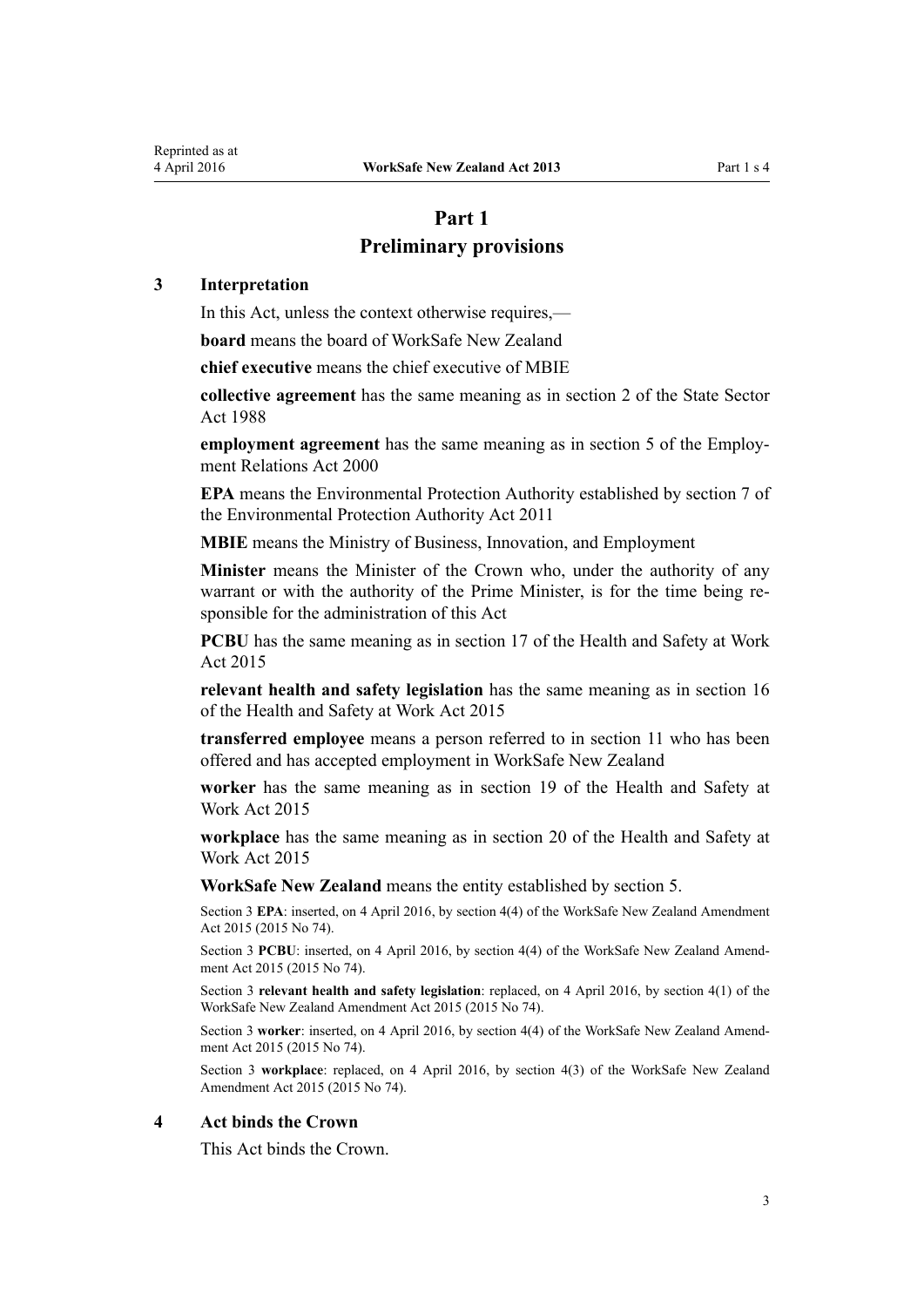# Part 1
# Preliminary provisions

## 3 Interpretation

In this Act, unless the context otherwise requires,—

**board** means the board of WorkSafe New Zealand

**chief executive** means the chief executive of MBIE

**collective agreement** has the same meaning as in section 2 of the State Sector Act 1988

**employment agreement** has the same meaning as in section 5 of the Employment Relations Act 2000

**EPA** means the Environmental Protection Authority established by section 7 of the Environmental Protection Authority Act 2011

**MBIE** means the Ministry of Business, Innovation, and Employment

**Minister** means the Minister of the Crown who, under the authority of any warrant or with the authority of the Prime Minister, is for the time being responsible for the administration of this Act

**PCBU** has the same meaning as in section 17 of the Health and Safety at Work Act 2015

**relevant health and safety legislation** has the same meaning as in section 16 of the Health and Safety at Work Act 2015

**transferred employee** means a person referred to in section 11 who has been offered and has accepted employment in WorkSafe New Zealand

**worker** has the same meaning as in section 19 of the Health and Safety at Work Act 2015

**workplace** has the same meaning as in section 20 of the Health and Safety at Work Act 2015

**WorkSafe New Zealand** means the entity established by section 5.

Section 3 **EPA**: inserted, on 4 April 2016, by section 4(4) of the WorkSafe New Zealand Amendment Act 2015 (2015 No 74).

Section 3 **PCBU**: inserted, on 4 April 2016, by section 4(4) of the WorkSafe New Zealand Amendment Act 2015 (2015 No 74).

Section 3 **relevant health and safety legislation**: replaced, on 4 April 2016, by section 4(1) of the WorkSafe New Zealand Amendment Act 2015 (2015 No 74).

Section 3 **worker**: inserted, on 4 April 2016, by section 4(4) of the WorkSafe New Zealand Amendment Act 2015 (2015 No 74).

Section 3 **workplace**: replaced, on 4 April 2016, by section 4(3) of the WorkSafe New Zealand Amendment Act 2015 (2015 No 74).

## 4 Act binds the Crown

This Act binds the Crown.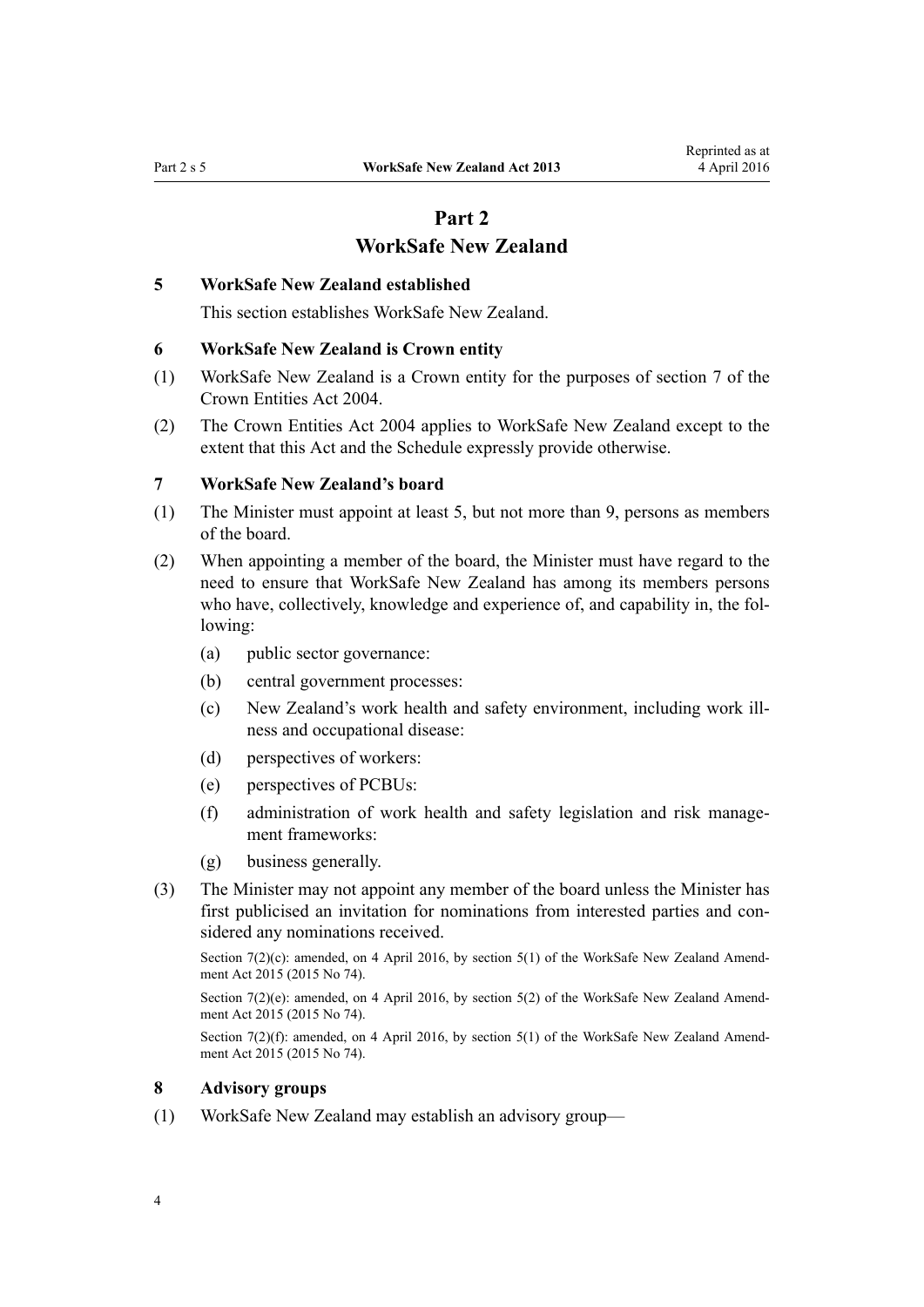# Part 2
# WorkSafe New Zealand

### 5 WorkSafe New Zealand established

This section establishes WorkSafe New Zealand.

### 6 WorkSafe New Zealand is Crown entity

(1) WorkSafe New Zealand is a Crown entity for the purposes of section 7 of the Crown Entities Act 2004.

(2) The Crown Entities Act 2004 applies to WorkSafe New Zealand except to the extent that this Act and the Schedule expressly provide otherwise.

### 7 WorkSafe New Zealand's board

(1) The Minister must appoint at least 5, but not more than 9, persons as members of the board.

(2) When appointing a member of the board, the Minister must have regard to the need to ensure that WorkSafe New Zealand has among its members persons who have, collectively, knowledge and experience of, and capability in, the following:

- (a) public sector governance:
- (b) central government processes:
- (c) New Zealand's work health and safety environment, including work illness and occupational disease:
- (d) perspectives of workers:
- (e) perspectives of PCBUs:
- (f) administration of work health and safety legislation and risk management frameworks:
- (g) business generally.

(3) The Minister may not appoint any member of the board unless the Minister has first publicised an invitation for nominations from interested parties and considered any nominations received.

Section 7(2)(c): amended, on 4 April 2016, by section 5(1) of the WorkSafe New Zealand Amendment Act 2015 (2015 No 74).

Section 7(2)(e): amended, on 4 April 2016, by section 5(2) of the WorkSafe New Zealand Amendment Act 2015 (2015 No 74).

Section 7(2)(f): amended, on 4 April 2016, by section 5(1) of the WorkSafe New Zealand Amendment Act 2015 (2015 No 74).

### 8 Advisory groups

(1) WorkSafe New Zealand may establish an advisory group—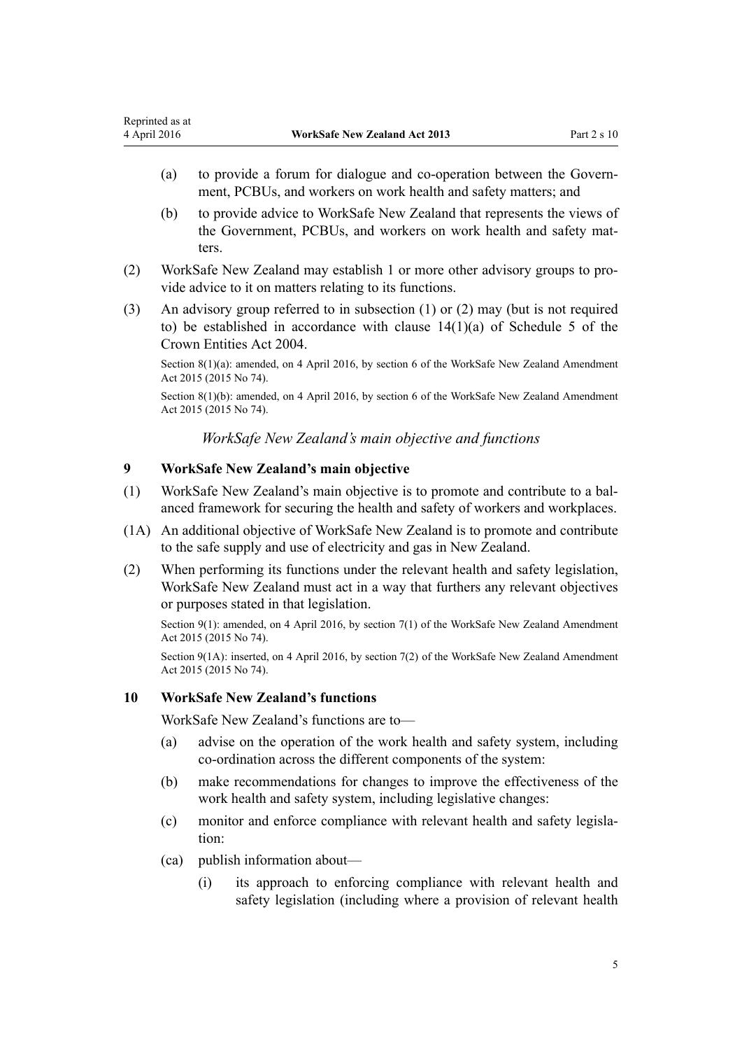(a) to provide a forum for dialogue and co-operation between the Government, PCBUs, and workers on work health and safety matters; and

(b) to provide advice to WorkSafe New Zealand that represents the views of the Government, PCBUs, and workers on work health and safety matters.

(2) WorkSafe New Zealand may establish 1 or more other advisory groups to provide advice to it on matters relating to its functions.

(3) An advisory group referred to in subsection (1) or (2) may (but is not required to) be established in accordance with clause 14(1)(a) of Schedule 5 of the Crown Entities Act 2004.

Section 8(1)(a): amended, on 4 April 2016, by section 6 of the WorkSafe New Zealand Amendment Act 2015 (2015 No 74).

Section 8(1)(b): amended, on 4 April 2016, by section 6 of the WorkSafe New Zealand Amendment Act 2015 (2015 No 74).

*WorkSafe New Zealand's main objective and functions*

### 9 WorkSafe New Zealand's main objective

(1) WorkSafe New Zealand's main objective is to promote and contribute to a balanced framework for securing the health and safety of workers and workplaces.

(1A) An additional objective of WorkSafe New Zealand is to promote and contribute to the safe supply and use of electricity and gas in New Zealand.

(2) When performing its functions under the relevant health and safety legislation, WorkSafe New Zealand must act in a way that furthers any relevant objectives or purposes stated in that legislation.

Section 9(1): amended, on 4 April 2016, by section 7(1) of the WorkSafe New Zealand Amendment Act 2015 (2015 No 74).

Section 9(1A): inserted, on 4 April 2016, by section 7(2) of the WorkSafe New Zealand Amendment Act 2015 (2015 No 74).

### 10 WorkSafe New Zealand's functions

WorkSafe New Zealand's functions are to—

(a) advise on the operation of the work health and safety system, including co-ordination across the different components of the system:

(b) make recommendations for changes to improve the effectiveness of the work health and safety system, including legislative changes:

(c) monitor and enforce compliance with relevant health and safety legislation:

(ca) publish information about—

(i) its approach to enforcing compliance with relevant health and safety legislation (including where a provision of relevant health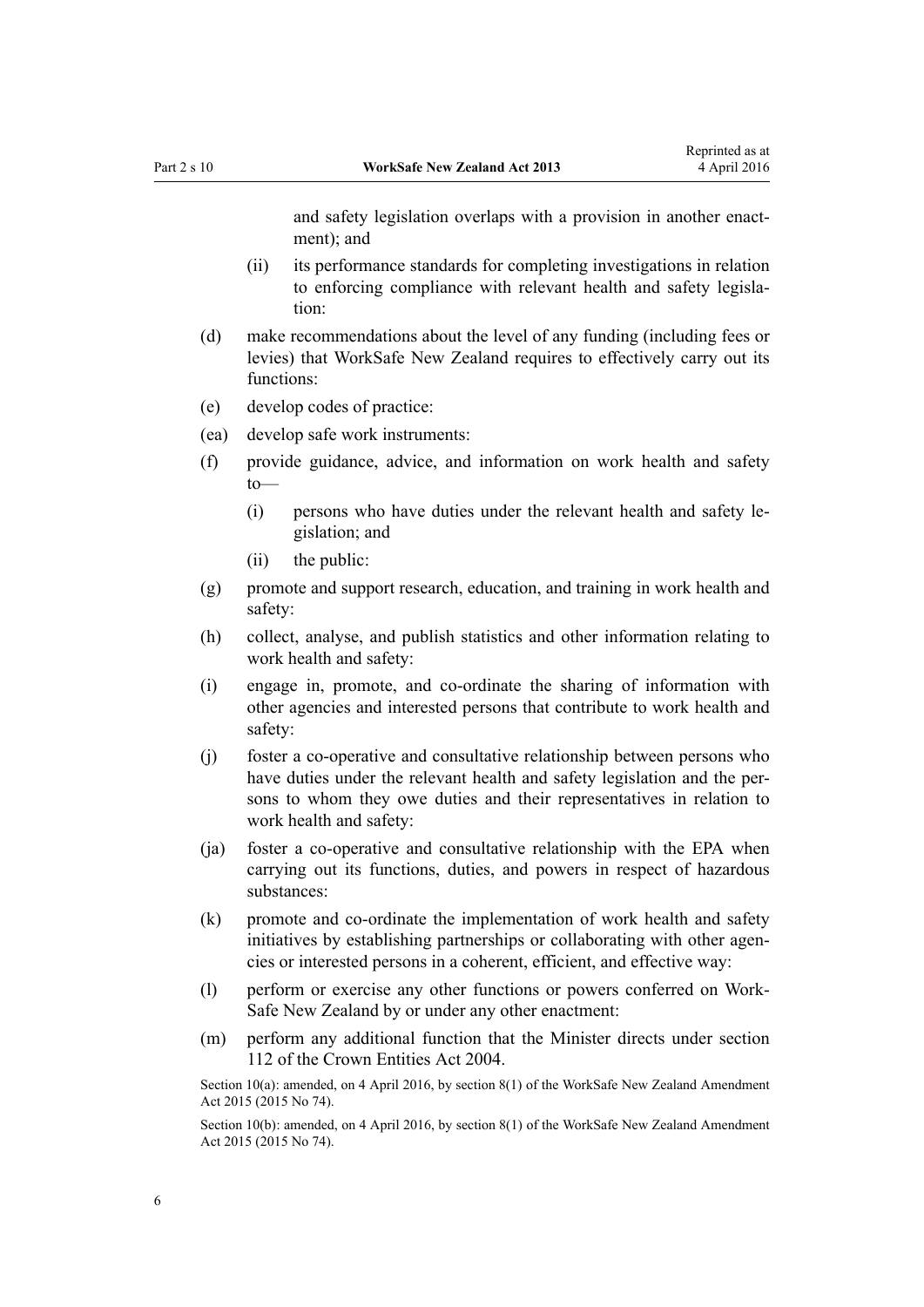and safety legislation overlaps with a provision in another enactment); and

(ii) its performance standards for completing investigations in relation to enforcing compliance with relevant health and safety legislation:

(d) make recommendations about the level of any funding (including fees or levies) that WorkSafe New Zealand requires to effectively carry out its functions:

(e) develop codes of practice:

(ea) develop safe work instruments:

(f) provide guidance, advice, and information on work health and safety to—

(i) persons who have duties under the relevant health and safety legislation; and

(ii) the public:

(g) promote and support research, education, and training in work health and safety:

(h) collect, analyse, and publish statistics and other information relating to work health and safety:

(i) engage in, promote, and co-ordinate the sharing of information with other agencies and interested persons that contribute to work health and safety:

(j) foster a co-operative and consultative relationship between persons who have duties under the relevant health and safety legislation and the persons to whom they owe duties and their representatives in relation to work health and safety:

(ja) foster a co-operative and consultative relationship with the EPA when carrying out its functions, duties, and powers in respect of hazardous substances:

(k) promote and co-ordinate the implementation of work health and safety initiatives by establishing partnerships or collaborating with other agencies or interested persons in a coherent, efficient, and effective way:

(l) perform or exercise any other functions or powers conferred on WorkSafe New Zealand by or under any other enactment:

(m) perform any additional function that the Minister directs under section 112 of the Crown Entities Act 2004.

Section 10(a): amended, on 4 April 2016, by section 8(1) of the WorkSafe New Zealand Amendment Act 2015 (2015 No 74).

Section 10(b): amended, on 4 April 2016, by section 8(1) of the WorkSafe New Zealand Amendment Act 2015 (2015 No 74).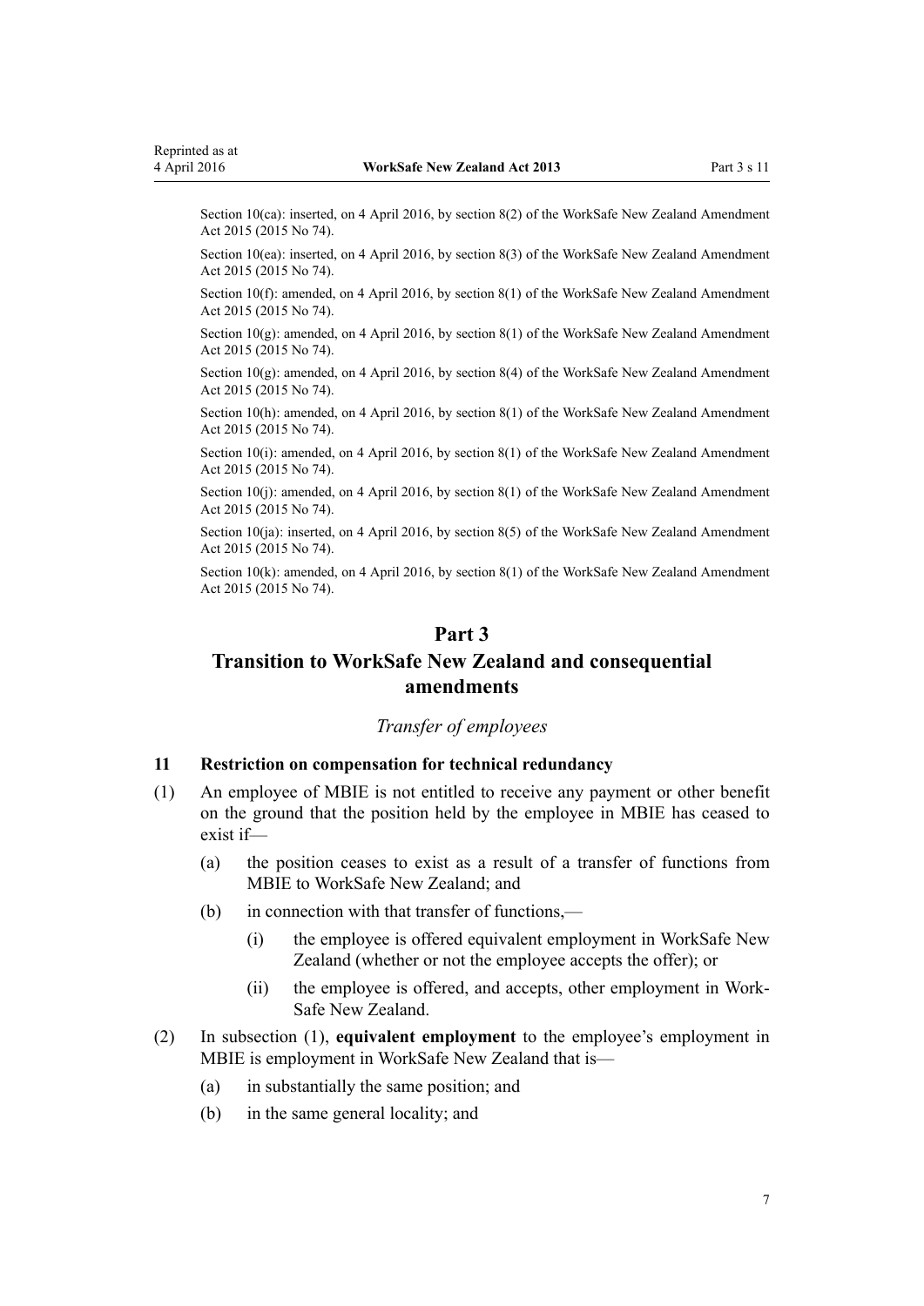Section 10(ca): inserted, on 4 April 2016, by section 8(2) of the WorkSafe New Zealand Amendment Act 2015 (2015 No 74).

Section 10(ea): inserted, on 4 April 2016, by section 8(3) of the WorkSafe New Zealand Amendment Act 2015 (2015 No 74).

Section 10(f): amended, on 4 April 2016, by section 8(1) of the WorkSafe New Zealand Amendment Act 2015 (2015 No 74).

Section 10(g): amended, on 4 April 2016, by section 8(1) of the WorkSafe New Zealand Amendment Act 2015 (2015 No 74).

Section 10(g): amended, on 4 April 2016, by section 8(4) of the WorkSafe New Zealand Amendment Act 2015 (2015 No 74).

Section 10(h): amended, on 4 April 2016, by section 8(1) of the WorkSafe New Zealand Amendment Act 2015 (2015 No 74).

Section 10(i): amended, on 4 April 2016, by section 8(1) of the WorkSafe New Zealand Amendment Act 2015 (2015 No 74).

Section 10(j): amended, on 4 April 2016, by section 8(1) of the WorkSafe New Zealand Amendment Act 2015 (2015 No 74).

Section 10(ja): inserted, on 4 April 2016, by section 8(5) of the WorkSafe New Zealand Amendment Act 2015 (2015 No 74).

Section 10(k): amended, on 4 April 2016, by section 8(1) of the WorkSafe New Zealand Amendment Act 2015 (2015 No 74).

## Part 3
## Transition to WorkSafe New Zealand and consequential amendments

*Transfer of employees*

### 11 Restriction on compensation for technical redundancy

(1) An employee of MBIE is not entitled to receive any payment or other benefit on the ground that the position held by the employee in MBIE has ceased to exist if—

- (a) the position ceases to exist as a result of a transfer of functions from MBIE to WorkSafe New Zealand; and
- (b) in connection with that transfer of functions,—
  - (i) the employee is offered equivalent employment in WorkSafe New Zealand (whether or not the employee accepts the offer); or
  - (ii) the employee is offered, and accepts, other employment in WorkSafe New Zealand.

(2) In subsection (1), **equivalent employment** to the employee's employment in MBIE is employment in WorkSafe New Zealand that is—

- (a) in substantially the same position; and
- (b) in the same general locality; and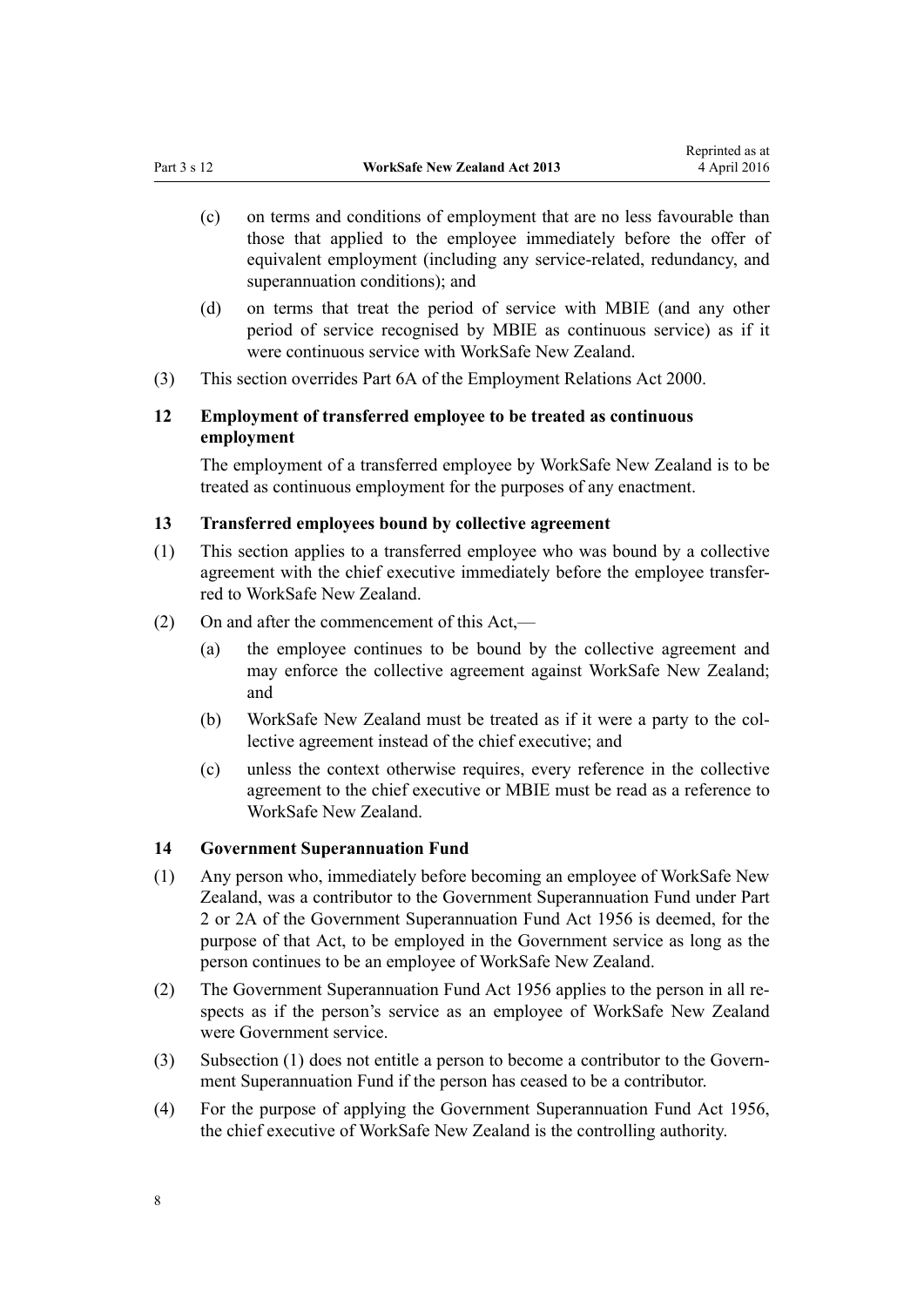(c) on terms and conditions of employment that are no less favourable than those that applied to the employee immediately before the offer of equivalent employment (including any service-related, redundancy, and superannuation conditions); and

(d) on terms that treat the period of service with MBIE (and any other period of service recognised by MBIE as continuous service) as if it were continuous service with WorkSafe New Zealand.

(3) This section overrides Part 6A of the Employment Relations Act 2000.

### 12 Employment of transferred employee to be treated as continuous employment

The employment of a transferred employee by WorkSafe New Zealand is to be treated as continuous employment for the purposes of any enactment.

### 13 Transferred employees bound by collective agreement

(1) This section applies to a transferred employee who was bound by a collective agreement with the chief executive immediately before the employee transferred to WorkSafe New Zealand.

(2) On and after the commencement of this Act,—

(a) the employee continues to be bound by the collective agreement and may enforce the collective agreement against WorkSafe New Zealand; and

(b) WorkSafe New Zealand must be treated as if it were a party to the collective agreement instead of the chief executive; and

(c) unless the context otherwise requires, every reference in the collective agreement to the chief executive or MBIE must be read as a reference to WorkSafe New Zealand.

### 14 Government Superannuation Fund

(1) Any person who, immediately before becoming an employee of WorkSafe New Zealand, was a contributor to the Government Superannuation Fund under Part 2 or 2A of the Government Superannuation Fund Act 1956 is deemed, for the purpose of that Act, to be employed in the Government service as long as the person continues to be an employee of WorkSafe New Zealand.

(2) The Government Superannuation Fund Act 1956 applies to the person in all respects as if the person's service as an employee of WorkSafe New Zealand were Government service.

(3) Subsection (1) does not entitle a person to become a contributor to the Government Superannuation Fund if the person has ceased to be a contributor.

(4) For the purpose of applying the Government Superannuation Fund Act 1956, the chief executive of WorkSafe New Zealand is the controlling authority.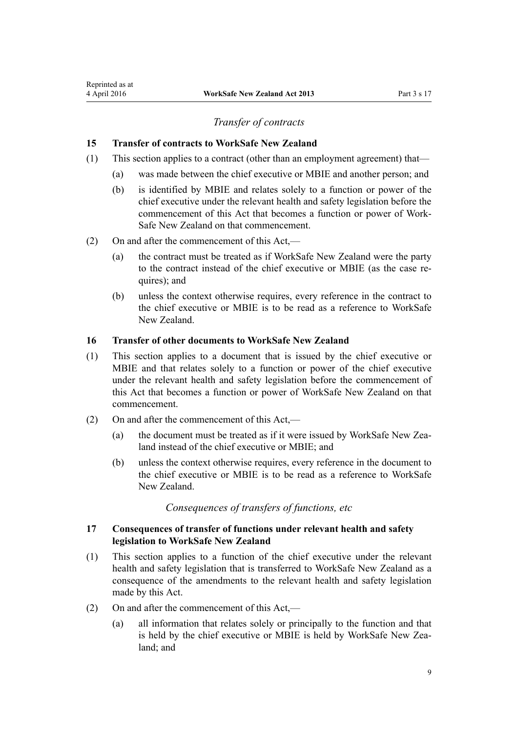*Transfer of contracts*

**15 Transfer of contracts to WorkSafe New Zealand**

(1) This section applies to a contract (other than an employment agreement) that—

(a) was made between the chief executive or MBIE and another person; and

(b) is identified by MBIE and relates solely to a function or power of the chief executive under the relevant health and safety legislation before the commencement of this Act that becomes a function or power of WorkSafe New Zealand on that commencement.

(2) On and after the commencement of this Act,—

(a) the contract must be treated as if WorkSafe New Zealand were the party to the contract instead of the chief executive or MBIE (as the case requires); and

(b) unless the context otherwise requires, every reference in the contract to the chief executive or MBIE is to be read as a reference to WorkSafe New Zealand.

**16 Transfer of other documents to WorkSafe New Zealand**

(1) This section applies to a document that is issued by the chief executive or MBIE and that relates solely to a function or power of the chief executive under the relevant health and safety legislation before the commencement of this Act that becomes a function or power of WorkSafe New Zealand on that commencement.

(2) On and after the commencement of this Act,—

(a) the document must be treated as if it were issued by WorkSafe New Zealand instead of the chief executive or MBIE; and

(b) unless the context otherwise requires, every reference in the document to the chief executive or MBIE is to be read as a reference to WorkSafe New Zealand.

*Consequences of transfers of functions, etc*

**17 Consequences of transfer of functions under relevant health and safety legislation to WorkSafe New Zealand**

(1) This section applies to a function of the chief executive under the relevant health and safety legislation that is transferred to WorkSafe New Zealand as a consequence of the amendments to the relevant health and safety legislation made by this Act.

(2) On and after the commencement of this Act,—

(a) all information that relates solely or principally to the function and that is held by the chief executive or MBIE is held by WorkSafe New Zealand; and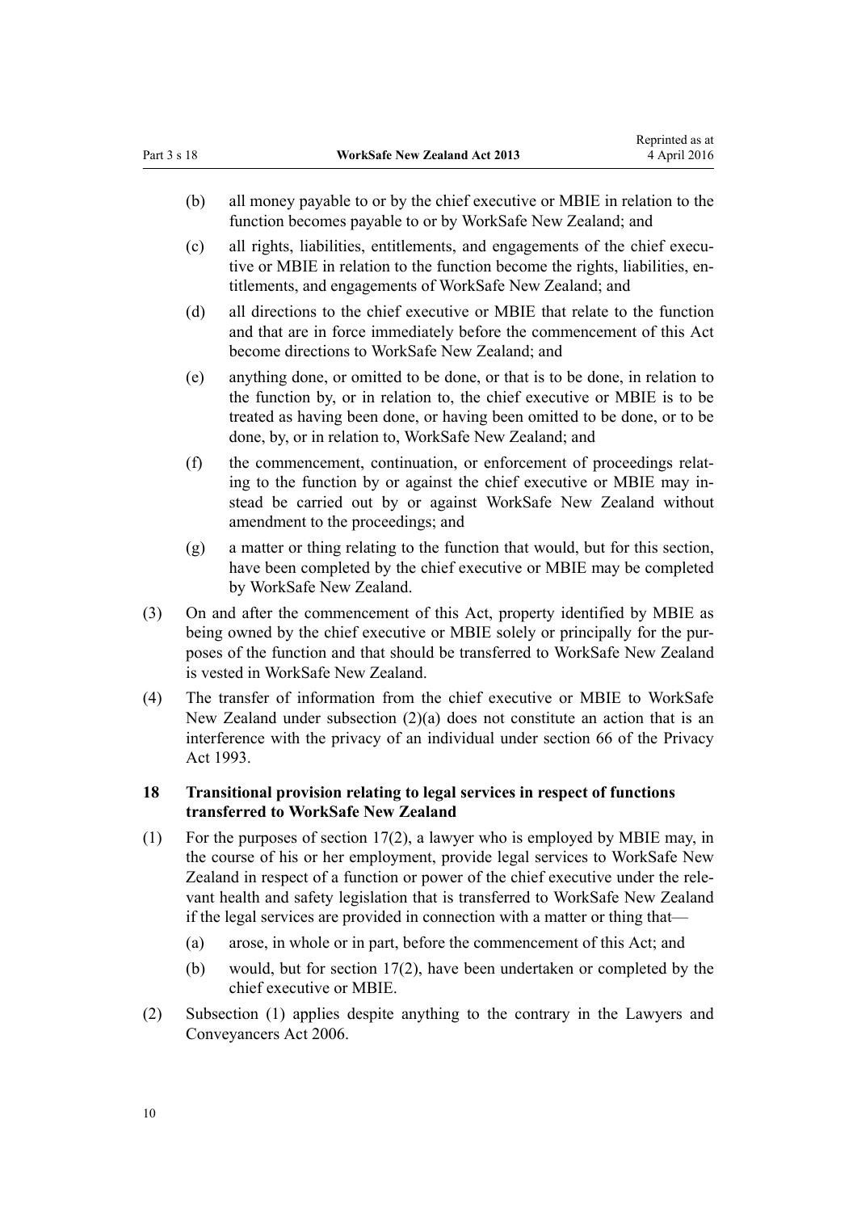(b) all money payable to or by the chief executive or MBIE in relation to the function becomes payable to or by WorkSafe New Zealand; and

(c) all rights, liabilities, entitlements, and engagements of the chief executive or MBIE in relation to the function become the rights, liabilities, entitlements, and engagements of WorkSafe New Zealand; and

(d) all directions to the chief executive or MBIE that relate to the function and that are in force immediately before the commencement of this Act become directions to WorkSafe New Zealand; and

(e) anything done, or omitted to be done, or that is to be done, in relation to the function by, or in relation to, the chief executive or MBIE is to be treated as having been done, or having been omitted to be done, or to be done, by, or in relation to, WorkSafe New Zealand; and

(f) the commencement, continuation, or enforcement of proceedings relating to the function by or against the chief executive or MBIE may instead be carried out by or against WorkSafe New Zealand without amendment to the proceedings; and

(g) a matter or thing relating to the function that would, but for this section, have been completed by the chief executive or MBIE may be completed by WorkSafe New Zealand.

(3) On and after the commencement of this Act, property identified by MBIE as being owned by the chief executive or MBIE solely or principally for the purposes of the function and that should be transferred to WorkSafe New Zealand is vested in WorkSafe New Zealand.

(4) The transfer of information from the chief executive or MBIE to WorkSafe New Zealand under subsection (2)(a) does not constitute an action that is an interference with the privacy of an individual under section 66 of the Privacy Act 1993.

### 18 Transitional provision relating to legal services in respect of functions transferred to WorkSafe New Zealand

(1) For the purposes of section 17(2), a lawyer who is employed by MBIE may, in the course of his or her employment, provide legal services to WorkSafe New Zealand in respect of a function or power of the chief executive under the relevant health and safety legislation that is transferred to WorkSafe New Zealand if the legal services are provided in connection with a matter or thing that—

(a) arose, in whole or in part, before the commencement of this Act; and

(b) would, but for section 17(2), have been undertaken or completed by the chief executive or MBIE.

(2) Subsection (1) applies despite anything to the contrary in the Lawyers and Conveyancers Act 2006.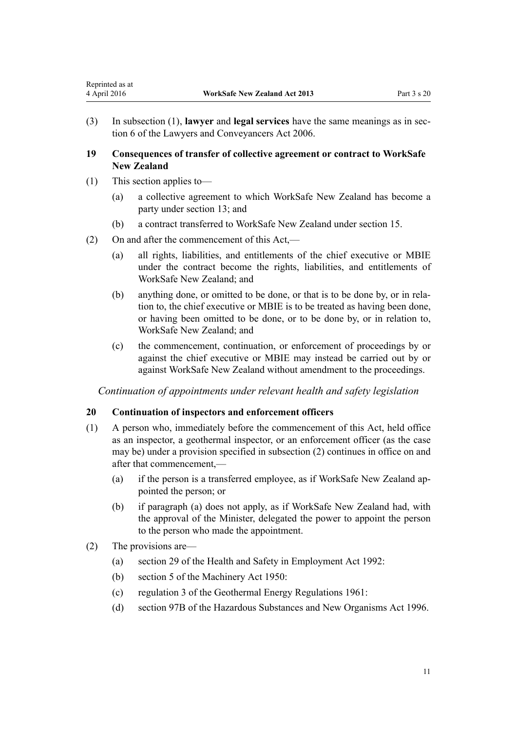(3) In subsection (1), **lawyer** and **legal services** have the same meanings as in section 6 of the Lawyers and Conveyancers Act 2006.

### 19 Consequences of transfer of collective agreement or contract to WorkSafe New Zealand

(1) This section applies to—

(a) a collective agreement to which WorkSafe New Zealand has become a party under section 13; and

(b) a contract transferred to WorkSafe New Zealand under section 15.

(2) On and after the commencement of this Act,—

(a) all rights, liabilities, and entitlements of the chief executive or MBIE under the contract become the rights, liabilities, and entitlements of WorkSafe New Zealand; and

(b) anything done, or omitted to be done, or that is to be done by, or in relation to, the chief executive or MBIE is to be treated as having been done, or having been omitted to be done, or to be done by, or in relation to, WorkSafe New Zealand; and

(c) the commencement, continuation, or enforcement of proceedings by or against the chief executive or MBIE may instead be carried out by or against WorkSafe New Zealand without amendment to the proceedings.

*Continuation of appointments under relevant health and safety legislation*

### 20 Continuation of inspectors and enforcement officers

(1) A person who, immediately before the commencement of this Act, held office as an inspector, a geothermal inspector, or an enforcement officer (as the case may be) under a provision specified in subsection (2) continues in office on and after that commencement,—

(a) if the person is a transferred employee, as if WorkSafe New Zealand appointed the person; or

(b) if paragraph (a) does not apply, as if WorkSafe New Zealand had, with the approval of the Minister, delegated the power to appoint the person to the person who made the appointment.

(2) The provisions are—

(a) section 29 of the Health and Safety in Employment Act 1992:

(b) section 5 of the Machinery Act 1950:

(c) regulation 3 of the Geothermal Energy Regulations 1961:

(d) section 97B of the Hazardous Substances and New Organisms Act 1996.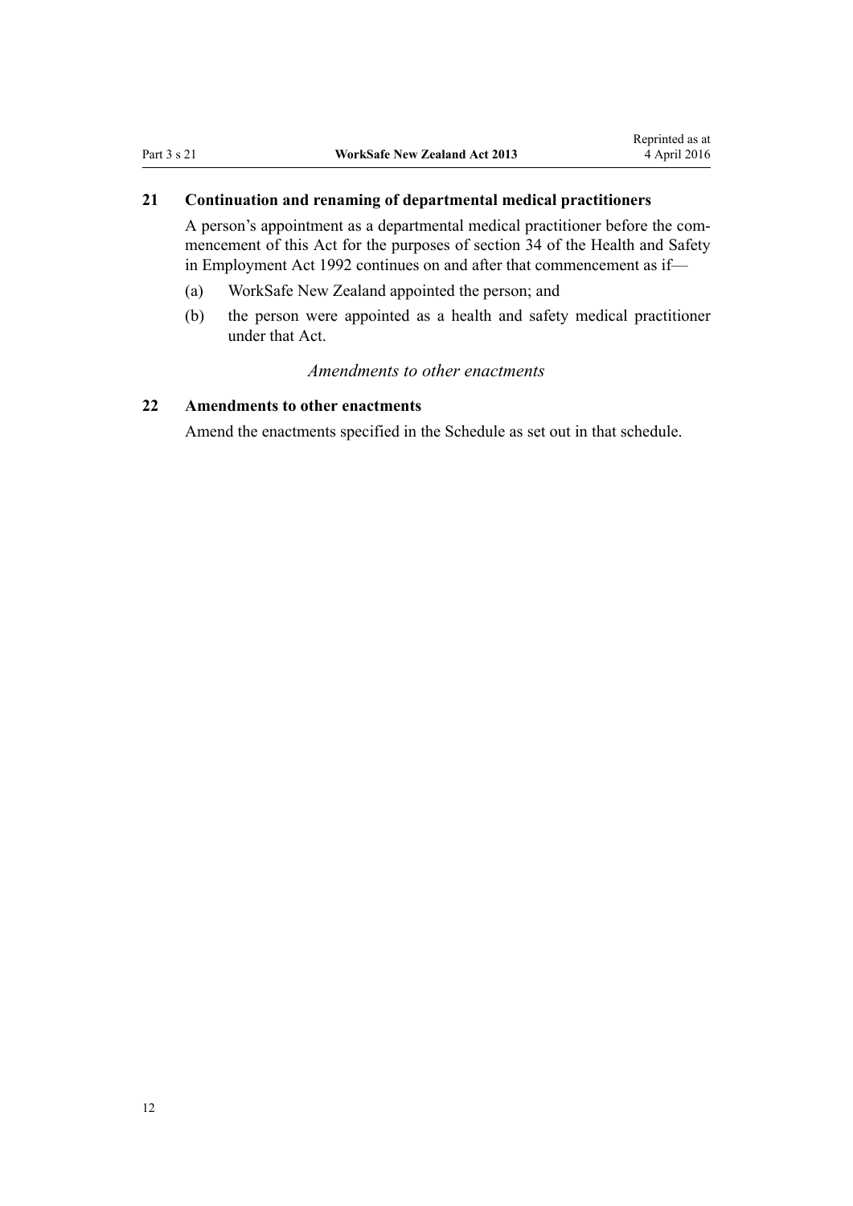### 21 Continuation and renaming of departmental medical practitioners

A person's appointment as a departmental medical practitioner before the commencement of this Act for the purposes of section 34 of the Health and Safety in Employment Act 1992 continues on and after that commencement as if—

(a) WorkSafe New Zealand appointed the person; and

(b) the person were appointed as a health and safety medical practitioner under that Act.

*Amendments to other enactments*

### 22 Amendments to other enactments

Amend the enactments specified in the Schedule as set out in that schedule.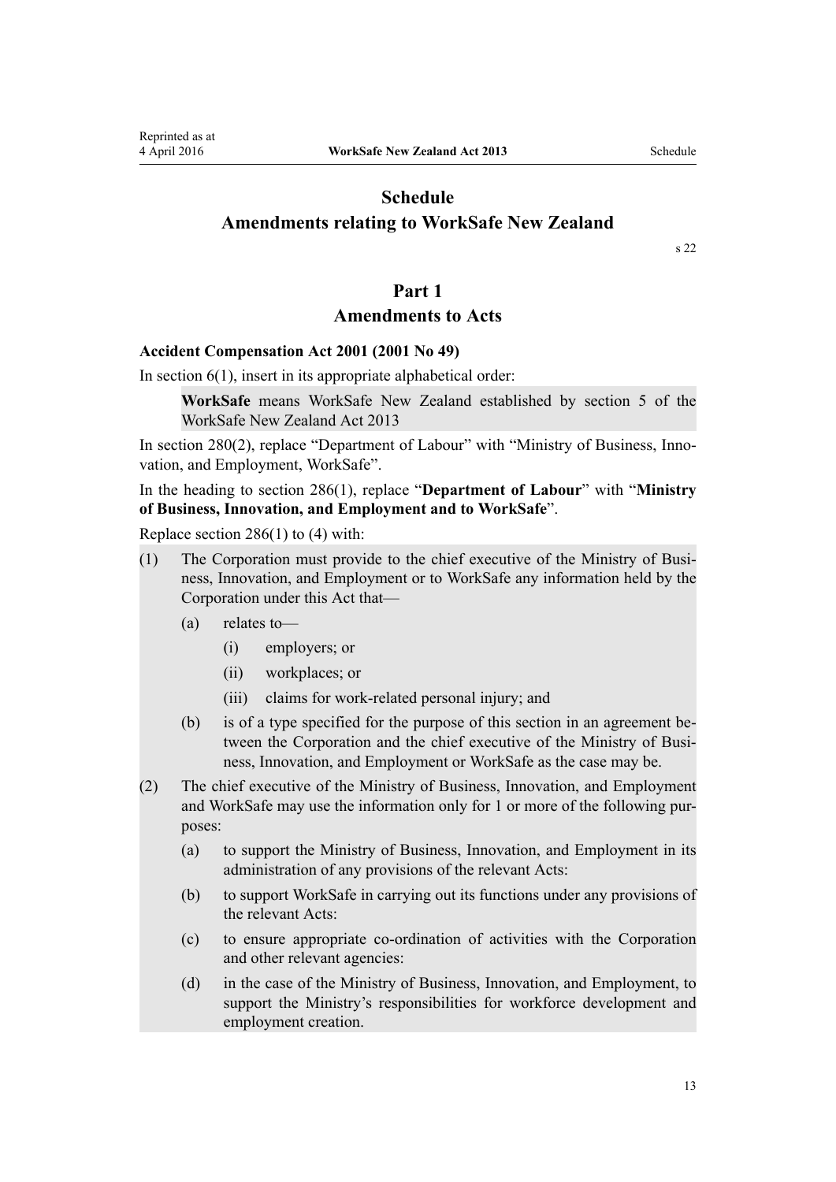# Schedule
# Amendments relating to WorkSafe New Zealand

s 22

## Part 1
## Amendments to Acts

### Accident Compensation Act 2001 (2001 No 49)

In section 6(1), insert in its appropriate alphabetical order:

> **WorkSafe** means WorkSafe New Zealand established by section 5 of the WorkSafe New Zealand Act 2013

In section 280(2), replace "Department of Labour" with "Ministry of Business, Innovation, and Employment, WorkSafe".

In the heading to section 286(1), replace "**Department of Labour**" with "**Ministry of Business, Innovation, and Employment and to WorkSafe**".

Replace section 286(1) to (4) with:

(1) The Corporation must provide to the chief executive of the Ministry of Business, Innovation, and Employment or to WorkSafe any information held by the Corporation under this Act that—

- (a) relates to—
  - (i) employers; or
  - (ii) workplaces; or
  - (iii) claims for work-related personal injury; and
- (b) is of a type specified for the purpose of this section in an agreement between the Corporation and the chief executive of the Ministry of Business, Innovation, and Employment or WorkSafe as the case may be.

(2) The chief executive of the Ministry of Business, Innovation, and Employment and WorkSafe may use the information only for 1 or more of the following purposes:

- (a) to support the Ministry of Business, Innovation, and Employment in its administration of any provisions of the relevant Acts:
- (b) to support WorkSafe in carrying out its functions under any provisions of the relevant Acts:
- (c) to ensure appropriate co-ordination of activities with the Corporation and other relevant agencies:
- (d) in the case of the Ministry of Business, Innovation, and Employment, to support the Ministry's responsibilities for workforce development and employment creation.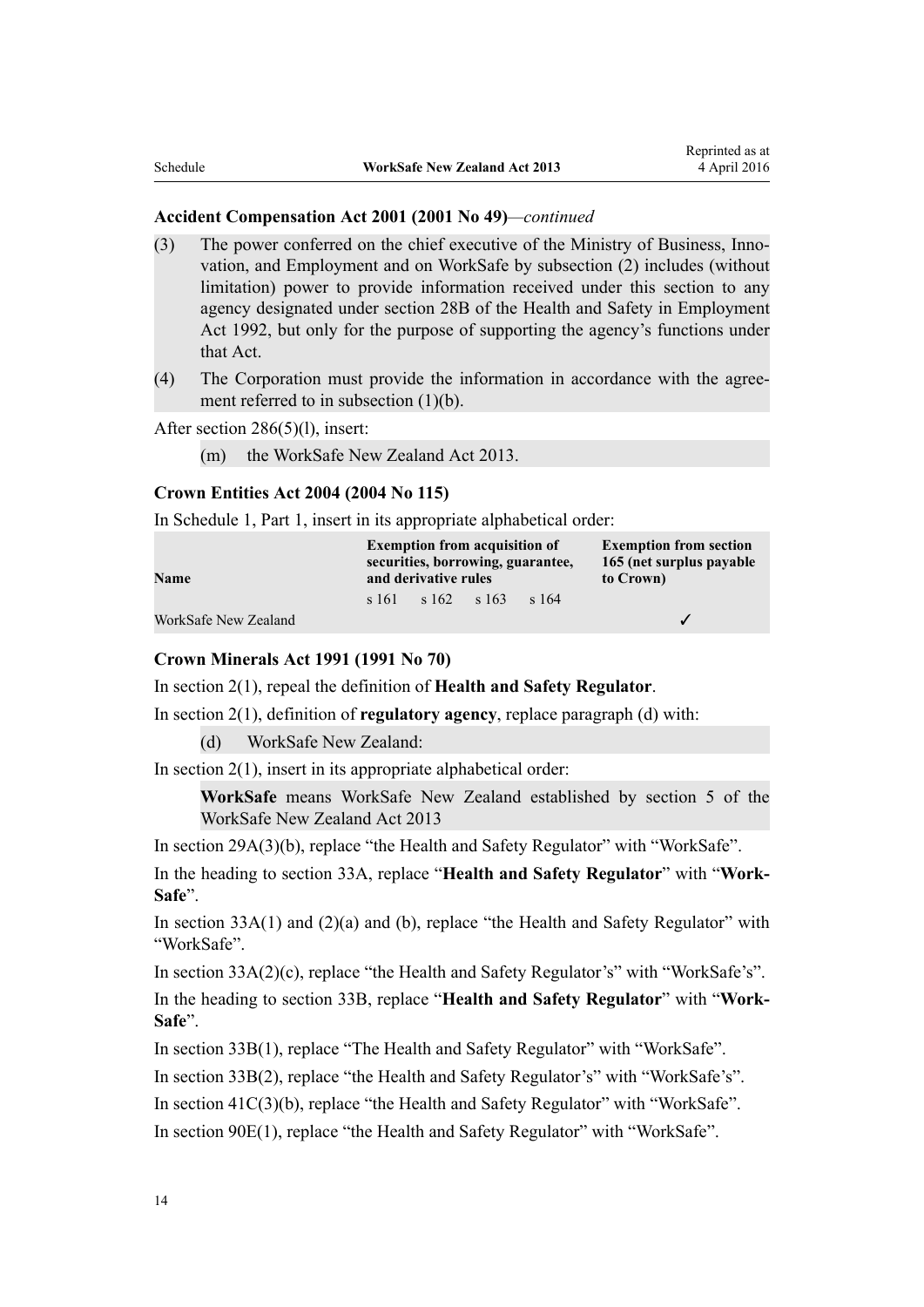### Accident Compensation Act 2001 (2001 No 49)—*continued*

(3) The power conferred on the chief executive of the Ministry of Business, Innovation, and Employment and on WorkSafe by subsection (2) includes (without limitation) power to provide information received under this section to any agency designated under section 28B of the Health and Safety in Employment Act 1992, but only for the purpose of supporting the agency's functions under that Act.

(4) The Corporation must provide the information in accordance with the agreement referred to in subsection (1)(b).

After section 286(5)(l), insert:

(m) the WorkSafe New Zealand Act 2013.

### Crown Entities Act 2004 (2004 No 115)

In Schedule 1, Part 1, insert in its appropriate alphabetical order:

| Name | Exemption from acquisition of securities, borrowing, guarantee, and derivative rules | | | | Exemption from section 165 (net surplus payable to Crown) |
|---|---|---|---|---|---|
| | s 161 | s 162 | s 163 | s 164 | |
| WorkSafe New Zealand | | | | | ✓ |

### Crown Minerals Act 1991 (1991 No 70)

In section 2(1), repeal the definition of **Health and Safety Regulator**.

In section 2(1), definition of **regulatory agency**, replace paragraph (d) with:

(d) WorkSafe New Zealand:

In section 2(1), insert in its appropriate alphabetical order:

**WorkSafe** means WorkSafe New Zealand established by section 5 of the WorkSafe New Zealand Act 2013

In section 29A(3)(b), replace "the Health and Safety Regulator" with "WorkSafe".

In the heading to section 33A, replace "**Health and Safety Regulator**" with "**WorkSafe**".

In section 33A(1) and (2)(a) and (b), replace "the Health and Safety Regulator" with "WorkSafe".

In section 33A(2)(c), replace "the Health and Safety Regulator's" with "WorkSafe's".

In the heading to section 33B, replace "**Health and Safety Regulator**" with "**WorkSafe**".

In section 33B(1), replace "The Health and Safety Regulator" with "WorkSafe".

In section 33B(2), replace "the Health and Safety Regulator's" with "WorkSafe's".

In section 41C(3)(b), replace "the Health and Safety Regulator" with "WorkSafe".

In section 90E(1), replace "the Health and Safety Regulator" with "WorkSafe".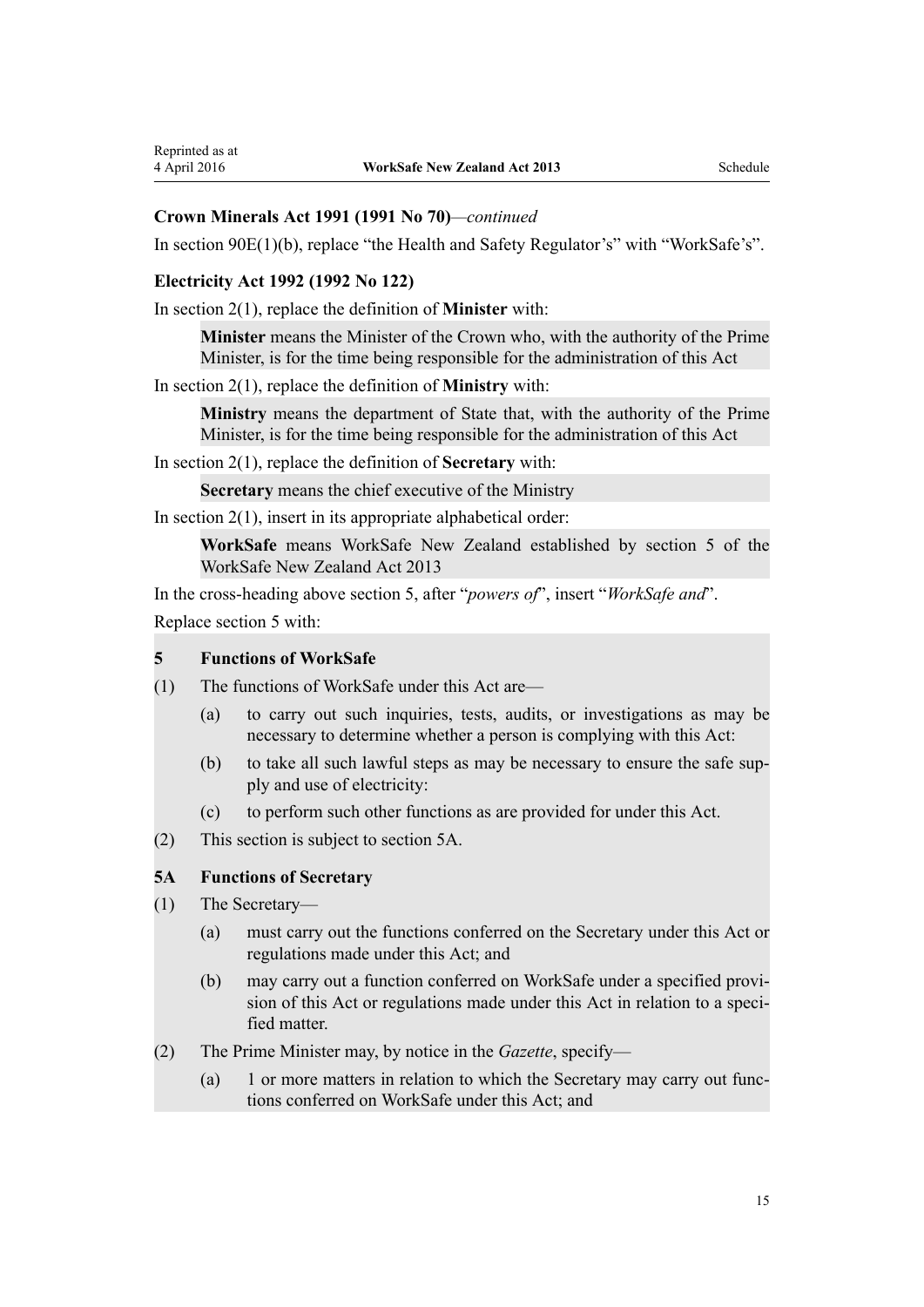**Crown Minerals Act 1991 (1991 No 70)**—*continued*

In section 90E(1)(b), replace "the Health and Safety Regulator's" with "WorkSafe's".

**Electricity Act 1992 (1992 No 122)**

In section 2(1), replace the definition of **Minister** with:

> **Minister** means the Minister of the Crown who, with the authority of the Prime Minister, is for the time being responsible for the administration of this Act

In section 2(1), replace the definition of **Ministry** with:

> **Ministry** means the department of State that, with the authority of the Prime Minister, is for the time being responsible for the administration of this Act

In section 2(1), replace the definition of **Secretary** with:

> **Secretary** means the chief executive of the Ministry

In section 2(1), insert in its appropriate alphabetical order:

> **WorkSafe** means WorkSafe New Zealand established by section 5 of the WorkSafe New Zealand Act 2013

In the cross-heading above section 5, after "*powers of*", insert "*WorkSafe and*".

Replace section 5 with:

> **5 Functions of WorkSafe**
>
> (1) The functions of WorkSafe under this Act are—
>
> (a) to carry out such inquiries, tests, audits, or investigations as may be necessary to determine whether a person is complying with this Act:
>
> (b) to take all such lawful steps as may be necessary to ensure the safe supply and use of electricity:
>
> (c) to perform such other functions as are provided for under this Act.
>
> (2) This section is subject to section 5A.
>
> **5A Functions of Secretary**
>
> (1) The Secretary—
>
> (a) must carry out the functions conferred on the Secretary under this Act or regulations made under this Act; and
>
> (b) may carry out a function conferred on WorkSafe under a specified provision of this Act or regulations made under this Act in relation to a specified matter.
>
> (2) The Prime Minister may, by notice in the *Gazette*, specify—
>
> (a) 1 or more matters in relation to which the Secretary may carry out functions conferred on WorkSafe under this Act; and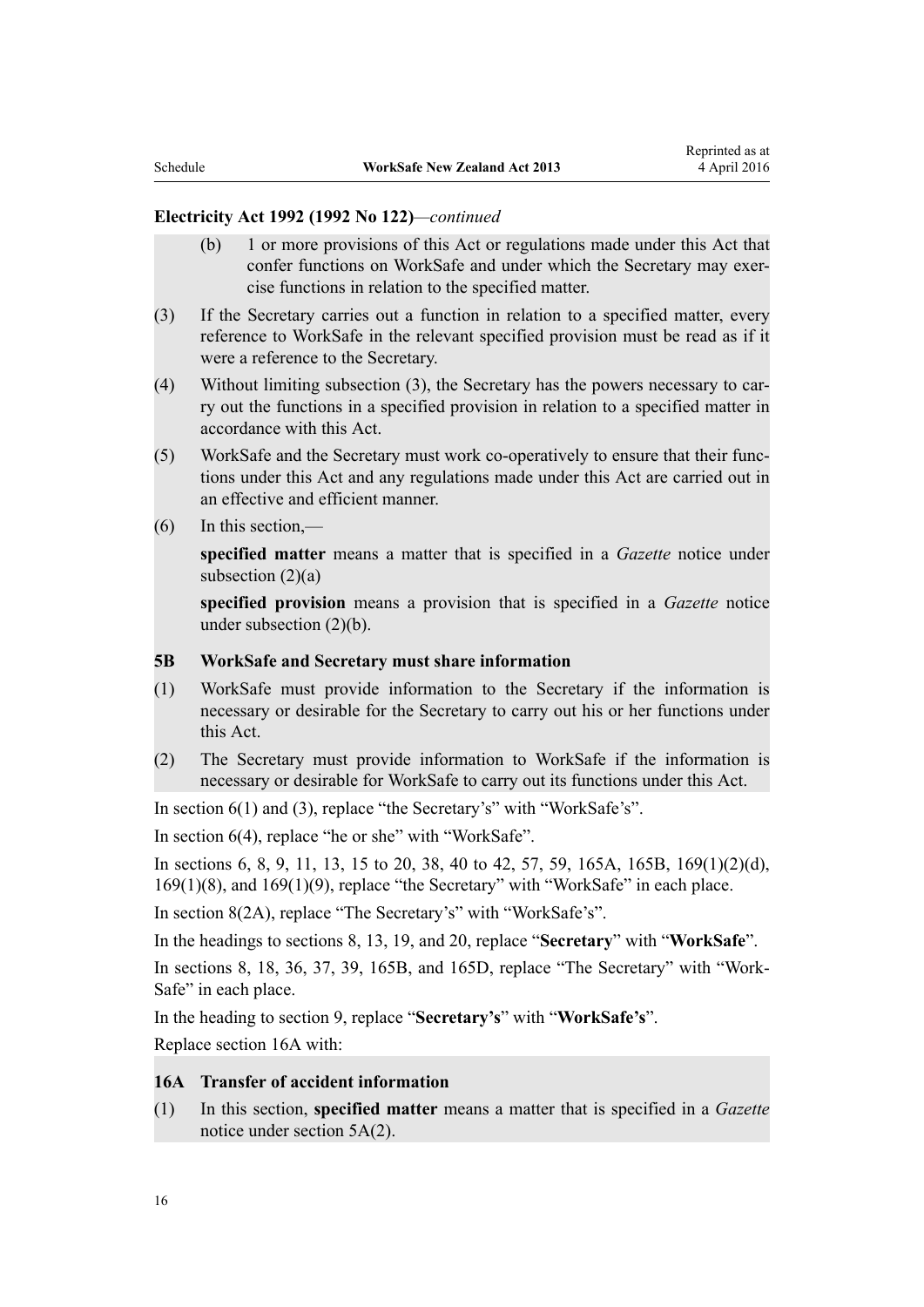**Electricity Act 1992 (1992 No 122)**—*continued*

(b) 1 or more provisions of this Act or regulations made under this Act that confer functions on WorkSafe and under which the Secretary may exercise functions in relation to the specified matter.

(3) If the Secretary carries out a function in relation to a specified matter, every reference to WorkSafe in the relevant specified provision must be read as if it were a reference to the Secretary.

(4) Without limiting subsection (3), the Secretary has the powers necessary to carry out the functions in a specified provision in relation to a specified matter in accordance with this Act.

(5) WorkSafe and the Secretary must work co-operatively to ensure that their functions under this Act and any regulations made under this Act are carried out in an effective and efficient manner.

(6) In this section,—

**specified matter** means a matter that is specified in a *Gazette* notice under subsection (2)(a)

**specified provision** means a provision that is specified in a *Gazette* notice under subsection (2)(b).

**5B WorkSafe and Secretary must share information**

(1) WorkSafe must provide information to the Secretary if the information is necessary or desirable for the Secretary to carry out his or her functions under this Act.

(2) The Secretary must provide information to WorkSafe if the information is necessary or desirable for WorkSafe to carry out its functions under this Act.

In section 6(1) and (3), replace "the Secretary's" with "WorkSafe's".

In section 6(4), replace "he or she" with "WorkSafe".

In sections 6, 8, 9, 11, 13, 15 to 20, 38, 40 to 42, 57, 59, 165A, 165B, 169(1)(2)(d), 169(1)(8), and 169(1)(9), replace "the Secretary" with "WorkSafe" in each place.

In section 8(2A), replace "The Secretary's" with "WorkSafe's".

In the headings to sections 8, 13, 19, and 20, replace "**Secretary**" with "**WorkSafe**".

In sections 8, 18, 36, 37, 39, 165B, and 165D, replace "The Secretary" with "WorkSafe" in each place.

In the heading to section 9, replace "**Secretary's**" with "**WorkSafe's**".

Replace section 16A with:

**16A Transfer of accident information**

(1) In this section, **specified matter** means a matter that is specified in a *Gazette* notice under section 5A(2).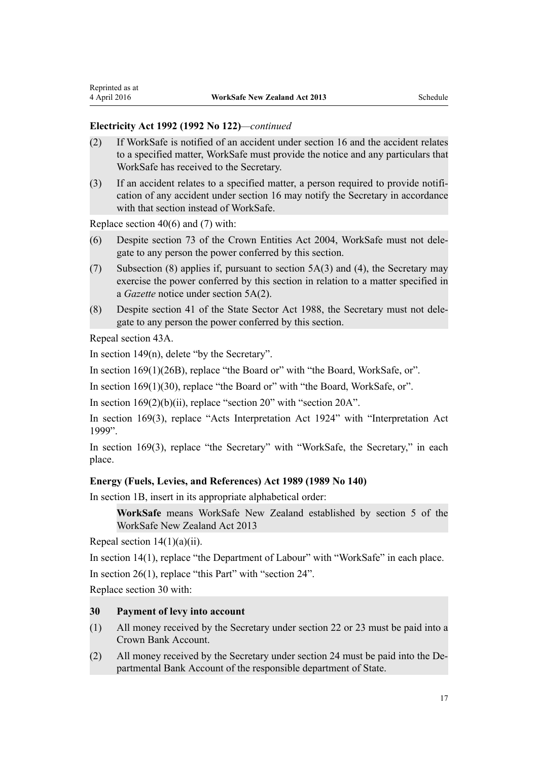**Electricity Act 1992 (1992 No 122)**—*continued*

(2) If WorkSafe is notified of an accident under section 16 and the accident relates to a specified matter, WorkSafe must provide the notice and any particulars that WorkSafe has received to the Secretary.

(3) If an accident relates to a specified matter, a person required to provide notification of any accident under section 16 may notify the Secretary in accordance with that section instead of WorkSafe.

Replace section 40(6) and (7) with:

(6) Despite section 73 of the Crown Entities Act 2004, WorkSafe must not delegate to any person the power conferred by this section.

(7) Subsection (8) applies if, pursuant to section 5A(3) and (4), the Secretary may exercise the power conferred by this section in relation to a matter specified in a *Gazette* notice under section 5A(2).

(8) Despite section 41 of the State Sector Act 1988, the Secretary must not delegate to any person the power conferred by this section.

Repeal section 43A.

In section 149(n), delete "by the Secretary".

In section 169(1)(26B), replace "the Board or" with "the Board, WorkSafe, or".

In section 169(1)(30), replace "the Board or" with "the Board, WorkSafe, or".

In section 169(2)(b)(ii), replace "section 20" with "section 20A".

In section 169(3), replace "Acts Interpretation Act 1924" with "Interpretation Act 1999".

In section 169(3), replace "the Secretary" with "WorkSafe, the Secretary," in each place.

**Energy (Fuels, Levies, and References) Act 1989 (1989 No 140)**

In section 1B, insert in its appropriate alphabetical order:

> **WorkSafe** means WorkSafe New Zealand established by section 5 of the WorkSafe New Zealand Act 2013

Repeal section 14(1)(a)(ii).

In section 14(1), replace "the Department of Labour" with "WorkSafe" in each place.

In section 26(1), replace "this Part" with "section 24".

Replace section 30 with:

**30 Payment of levy into account**

(1) All money received by the Secretary under section 22 or 23 must be paid into a Crown Bank Account.

(2) All money received by the Secretary under section 24 must be paid into the Departmental Bank Account of the responsible department of State.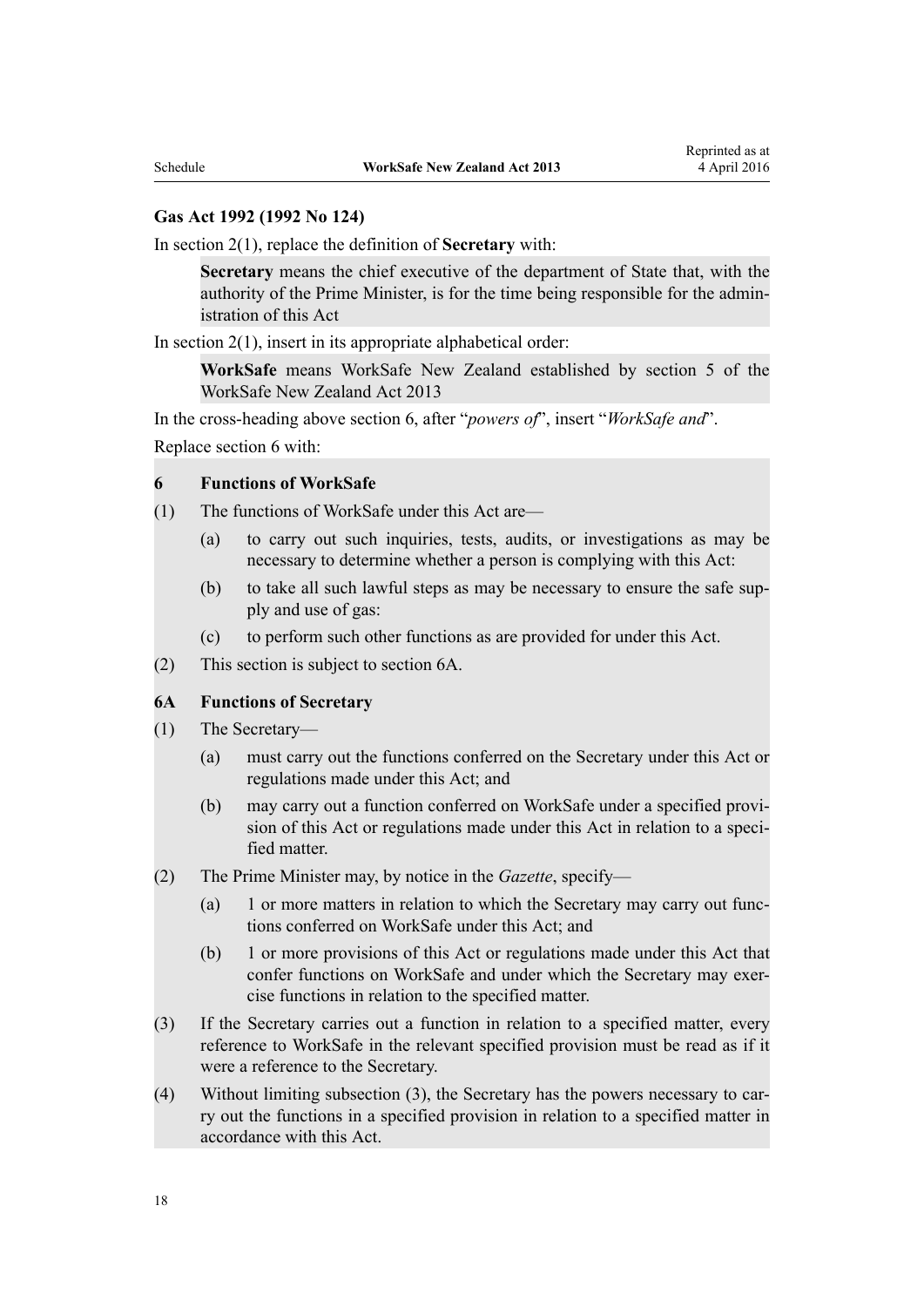**Gas Act 1992 (1992 No 124)**

In section 2(1), replace the definition of **Secretary** with:

> **Secretary** means the chief executive of the department of State that, with the authority of the Prime Minister, is for the time being responsible for the administration of this Act

In section 2(1), insert in its appropriate alphabetical order:

> **WorkSafe** means WorkSafe New Zealand established by section 5 of the WorkSafe New Zealand Act 2013

In the cross-heading above section 6, after "*powers of*", insert "*WorkSafe and*".

Replace section 6 with:

**6 Functions of WorkSafe**

(1) The functions of WorkSafe under this Act are—

(a) to carry out such inquiries, tests, audits, or investigations as may be necessary to determine whether a person is complying with this Act:

(b) to take all such lawful steps as may be necessary to ensure the safe supply and use of gas:

(c) to perform such other functions as are provided for under this Act.

(2) This section is subject to section 6A.

**6A Functions of Secretary**

(1) The Secretary—

(a) must carry out the functions conferred on the Secretary under this Act or regulations made under this Act; and

(b) may carry out a function conferred on WorkSafe under a specified provision of this Act or regulations made under this Act in relation to a specified matter.

(2) The Prime Minister may, by notice in the *Gazette*, specify—

(a) 1 or more matters in relation to which the Secretary may carry out functions conferred on WorkSafe under this Act; and

(b) 1 or more provisions of this Act or regulations made under this Act that confer functions on WorkSafe and under which the Secretary may exercise functions in relation to the specified matter.

(3) If the Secretary carries out a function in relation to a specified matter, every reference to WorkSafe in the relevant specified provision must be read as if it were a reference to the Secretary.

(4) Without limiting subsection (3), the Secretary has the powers necessary to carry out the functions in a specified provision in relation to a specified matter in accordance with this Act.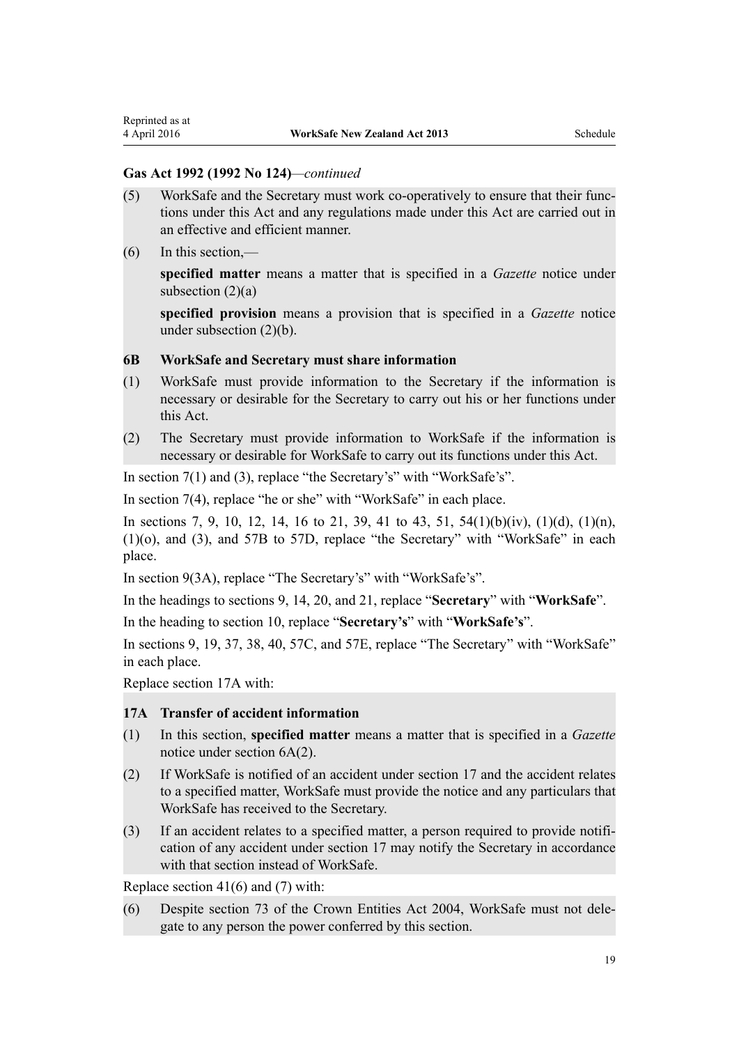**Gas Act 1992 (1992 No 124)**—*continued*

(5) WorkSafe and the Secretary must work co-operatively to ensure that their functions under this Act and any regulations made under this Act are carried out in an effective and efficient manner.

(6) In this section,—

**specified matter** means a matter that is specified in a *Gazette* notice under subsection (2)(a)

**specified provision** means a provision that is specified in a *Gazette* notice under subsection (2)(b).

**6B WorkSafe and Secretary must share information**

(1) WorkSafe must provide information to the Secretary if the information is necessary or desirable for the Secretary to carry out his or her functions under this Act.

(2) The Secretary must provide information to WorkSafe if the information is necessary or desirable for WorkSafe to carry out its functions under this Act.

In section 7(1) and (3), replace "the Secretary's" with "WorkSafe's".

In section 7(4), replace "he or she" with "WorkSafe" in each place.

In sections 7, 9, 10, 12, 14, 16 to 21, 39, 41 to 43, 51, 54(1)(b)(iv), (1)(d), (1)(n), (1)(o), and (3), and 57B to 57D, replace "the Secretary" with "WorkSafe" in each place.

In section 9(3A), replace "The Secretary's" with "WorkSafe's".

In the headings to sections 9, 14, 20, and 21, replace "**Secretary**" with "**WorkSafe**".

In the heading to section 10, replace "**Secretary's**" with "**WorkSafe's**".

In sections 9, 19, 37, 38, 40, 57C, and 57E, replace "The Secretary" with "WorkSafe" in each place.

Replace section 17A with:

**17A Transfer of accident information**

(1) In this section, **specified matter** means a matter that is specified in a *Gazette* notice under section 6A(2).

(2) If WorkSafe is notified of an accident under section 17 and the accident relates to a specified matter, WorkSafe must provide the notice and any particulars that WorkSafe has received to the Secretary.

(3) If an accident relates to a specified matter, a person required to provide notification of any accident under section 17 may notify the Secretary in accordance with that section instead of WorkSafe.

Replace section 41(6) and (7) with:

(6) Despite section 73 of the Crown Entities Act 2004, WorkSafe must not delegate to any person the power conferred by this section.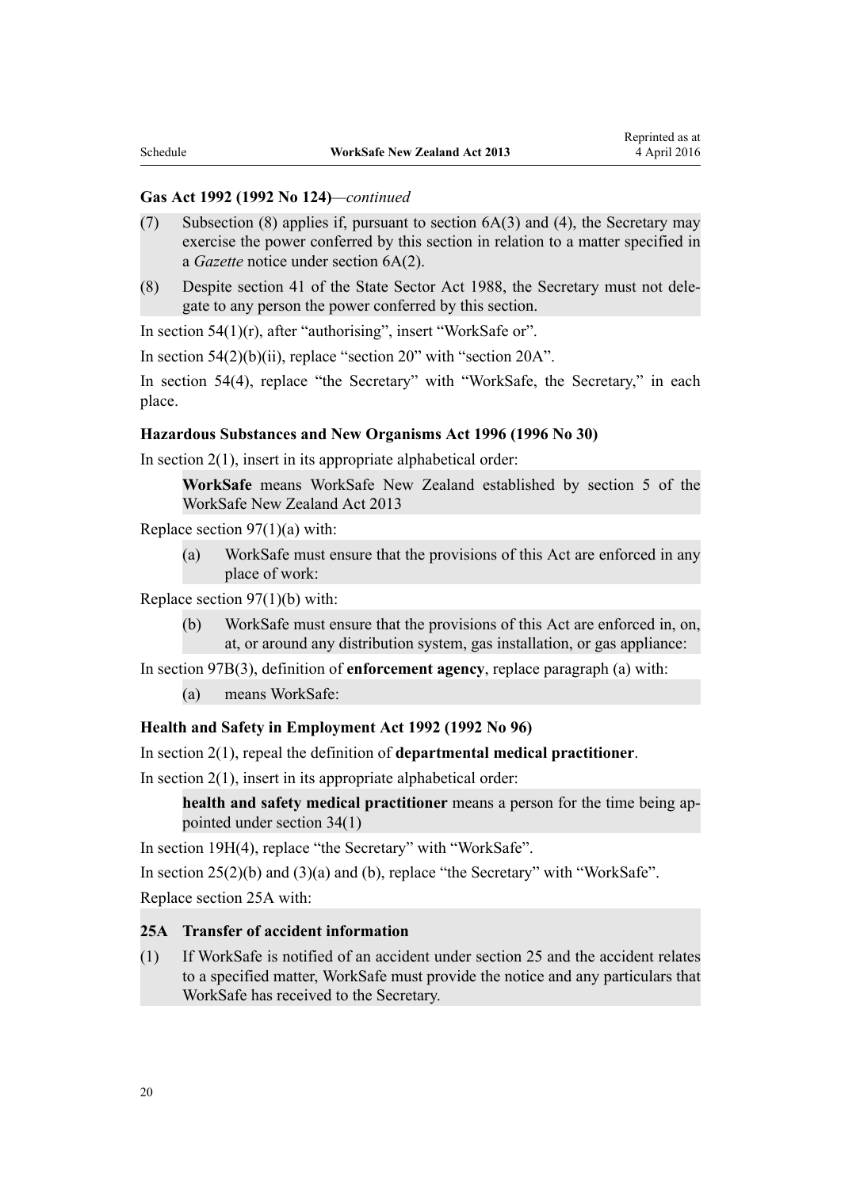**Gas Act 1992 (1992 No 124)**—*continued*

(7) Subsection (8) applies if, pursuant to section 6A(3) and (4), the Secretary may exercise the power conferred by this section in relation to a matter specified in a *Gazette* notice under section 6A(2).

(8) Despite section 41 of the State Sector Act 1988, the Secretary must not delegate to any person the power conferred by this section.

In section 54(1)(r), after "authorising", insert "WorkSafe or".

In section 54(2)(b)(ii), replace "section 20" with "section 20A".

In section 54(4), replace "the Secretary" with "WorkSafe, the Secretary," in each place.

**Hazardous Substances and New Organisms Act 1996 (1996 No 30)**

In section 2(1), insert in its appropriate alphabetical order:

> **WorkSafe** means WorkSafe New Zealand established by section 5 of the WorkSafe New Zealand Act 2013

Replace section 97(1)(a) with:

> (a) WorkSafe must ensure that the provisions of this Act are enforced in any place of work:

Replace section 97(1)(b) with:

> (b) WorkSafe must ensure that the provisions of this Act are enforced in, on, at, or around any distribution system, gas installation, or gas appliance:

In section 97B(3), definition of **enforcement agency**, replace paragraph (a) with:

> (a) means WorkSafe:

**Health and Safety in Employment Act 1992 (1992 No 96)**

In section 2(1), repeal the definition of **departmental medical practitioner**.

In section 2(1), insert in its appropriate alphabetical order:

> **health and safety medical practitioner** means a person for the time being appointed under section 34(1)

In section 19H(4), replace "the Secretary" with "WorkSafe".

In section 25(2)(b) and (3)(a) and (b), replace "the Secretary" with "WorkSafe".

Replace section 25A with:

> **25A Transfer of accident information**
>
> (1) If WorkSafe is notified of an accident under section 25 and the accident relates to a specified matter, WorkSafe must provide the notice and any particulars that WorkSafe has received to the Secretary.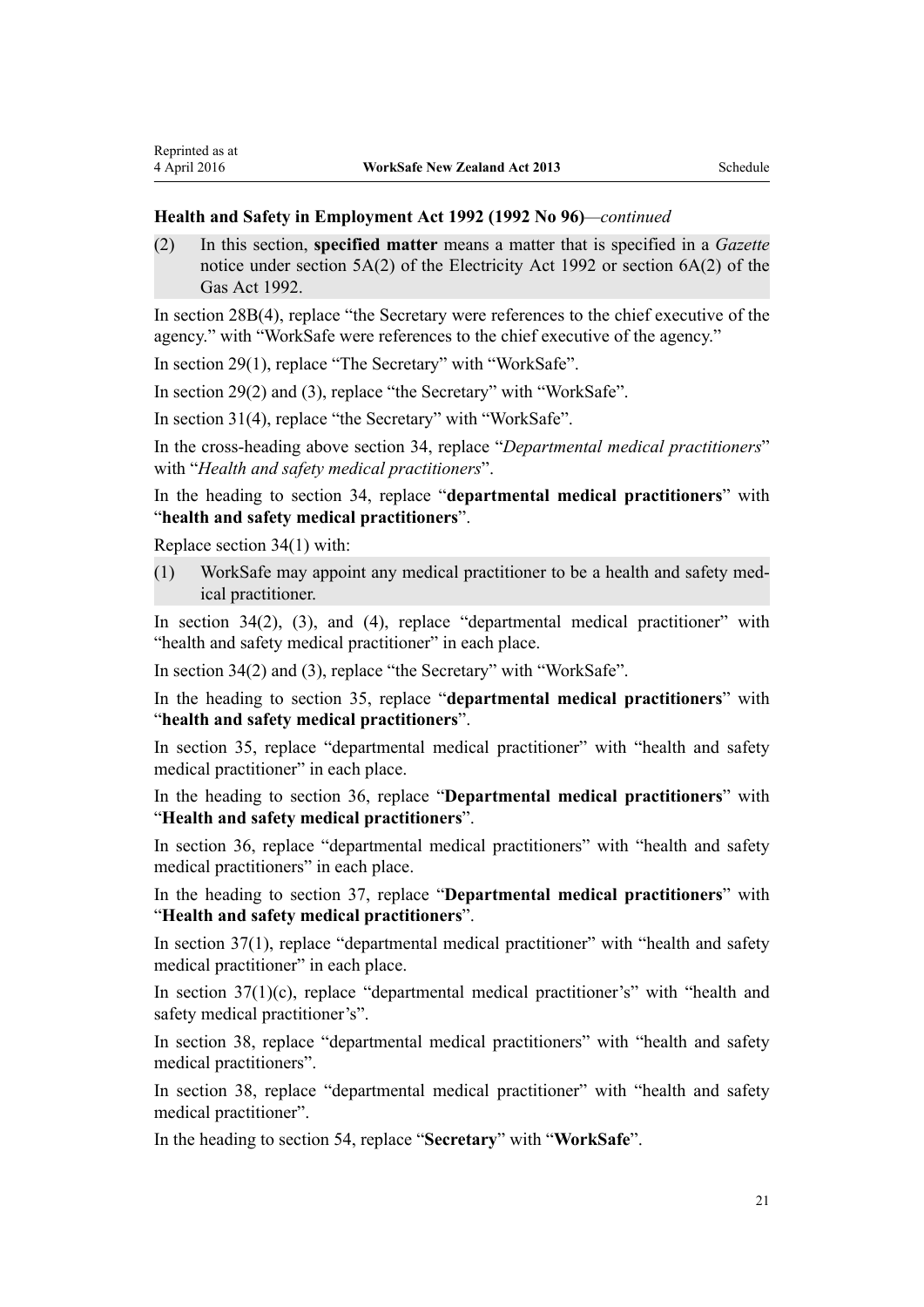**Health and Safety in Employment Act 1992 (1992 No 96)***—continued*

(2) In this section, **specified matter** means a matter that is specified in a *Gazette* notice under section 5A(2) of the Electricity Act 1992 or section 6A(2) of the Gas Act 1992.

In section 28B(4), replace "the Secretary were references to the chief executive of the agency." with "WorkSafe were references to the chief executive of the agency."

In section 29(1), replace "The Secretary" with "WorkSafe".

In section 29(2) and (3), replace "the Secretary" with "WorkSafe".

In section 31(4), replace "the Secretary" with "WorkSafe".

In the cross-heading above section 34, replace "*Departmental medical practitioners*" with "*Health and safety medical practitioners*".

In the heading to section 34, replace "**departmental medical practitioners**" with "**health and safety medical practitioners**".

Replace section 34(1) with:

(1) WorkSafe may appoint any medical practitioner to be a health and safety medical practitioner.

In section 34(2), (3), and (4), replace "departmental medical practitioner" with "health and safety medical practitioner" in each place.

In section 34(2) and (3), replace "the Secretary" with "WorkSafe".

In the heading to section 35, replace "**departmental medical practitioners**" with "**health and safety medical practitioners**".

In section 35, replace "departmental medical practitioner" with "health and safety medical practitioner" in each place.

In the heading to section 36, replace "**Departmental medical practitioners**" with "**Health and safety medical practitioners**".

In section 36, replace "departmental medical practitioners" with "health and safety medical practitioners" in each place.

In the heading to section 37, replace "**Departmental medical practitioners**" with "**Health and safety medical practitioners**".

In section 37(1), replace "departmental medical practitioner" with "health and safety medical practitioner" in each place.

In section 37(1)(c), replace "departmental medical practitioner's" with "health and safety medical practitioner's".

In section 38, replace "departmental medical practitioners" with "health and safety medical practitioners".

In section 38, replace "departmental medical practitioner" with "health and safety medical practitioner".

In the heading to section 54, replace "**Secretary**" with "**WorkSafe**".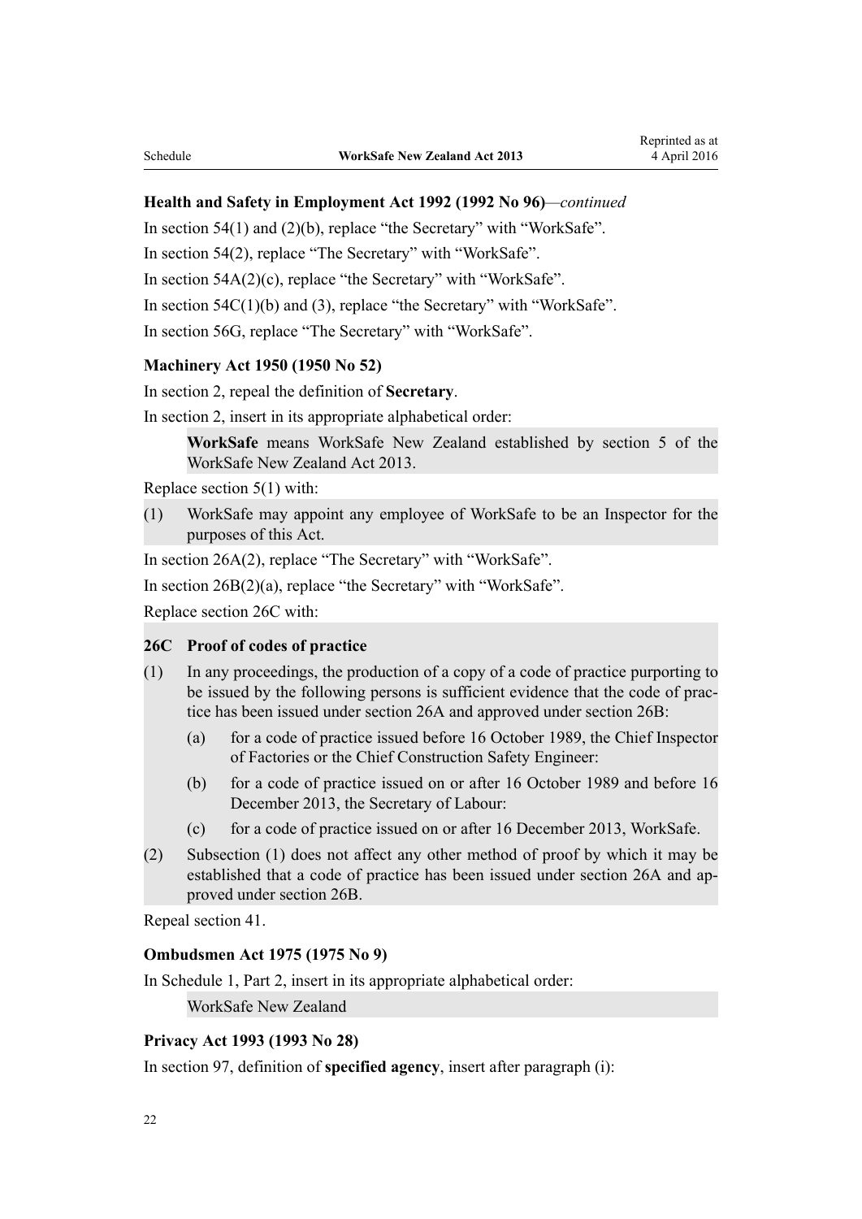**Health and Safety in Employment Act 1992 (1992 No 96)**—*continued*

In section 54(1) and (2)(b), replace "the Secretary" with "WorkSafe".

In section 54(2), replace "The Secretary" with "WorkSafe".

In section 54A(2)(c), replace "the Secretary" with "WorkSafe".

In section 54C(1)(b) and (3), replace "the Secretary" with "WorkSafe".

In section 56G, replace "The Secretary" with "WorkSafe".

**Machinery Act 1950 (1950 No 52)**

In section 2, repeal the definition of **Secretary**.

In section 2, insert in its appropriate alphabetical order:

> **WorkSafe** means WorkSafe New Zealand established by section 5 of the WorkSafe New Zealand Act 2013.

Replace section 5(1) with:

> (1) WorkSafe may appoint any employee of WorkSafe to be an Inspector for the purposes of this Act.

In section 26A(2), replace "The Secretary" with "WorkSafe".

In section 26B(2)(a), replace "the Secretary" with "WorkSafe".

Replace section 26C with:

> **26C Proof of codes of practice**
>
> (1) In any proceedings, the production of a copy of a code of practice purporting to be issued by the following persons is sufficient evidence that the code of practice has been issued under section 26A and approved under section 26B:
>
> (a) for a code of practice issued before 16 October 1989, the Chief Inspector of Factories or the Chief Construction Safety Engineer:
>
> (b) for a code of practice issued on or after 16 October 1989 and before 16 December 2013, the Secretary of Labour:
>
> (c) for a code of practice issued on or after 16 December 2013, WorkSafe.
>
> (2) Subsection (1) does not affect any other method of proof by which it may be established that a code of practice has been issued under section 26A and approved under section 26B.

Repeal section 41.

**Ombudsmen Act 1975 (1975 No 9)**

In Schedule 1, Part 2, insert in its appropriate alphabetical order:

> WorkSafe New Zealand

**Privacy Act 1993 (1993 No 28)**

In section 97, definition of **specified agency**, insert after paragraph (i):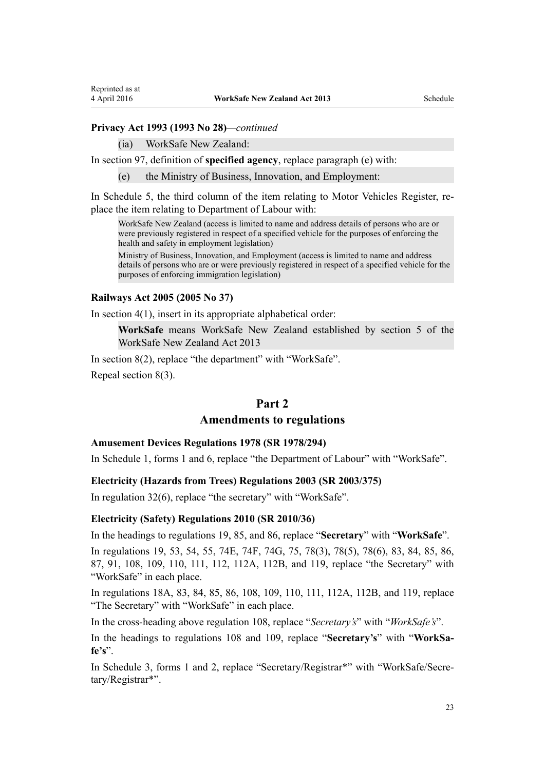**Privacy Act 1993 (1993 No 28)**—*continued*

> (ia) WorkSafe New Zealand:

In section 97, definition of **specified agency**, replace paragraph (e) with:

> (e) the Ministry of Business, Innovation, and Employment:

In Schedule 5, the third column of the item relating to Motor Vehicles Register, replace the item relating to Department of Labour with:

> WorkSafe New Zealand (access is limited to name and address details of persons who are or were previously registered in respect of a specified vehicle for the purposes of enforcing the health and safety in employment legislation)
>
> Ministry of Business, Innovation, and Employment (access is limited to name and address details of persons who are or were previously registered in respect of a specified vehicle for the purposes of enforcing immigration legislation)

**Railways Act 2005 (2005 No 37)**

In section 4(1), insert in its appropriate alphabetical order:

> **WorkSafe** means WorkSafe New Zealand established by section 5 of the WorkSafe New Zealand Act 2013

In section 8(2), replace "the department" with "WorkSafe".

Repeal section 8(3).

## Part 2
## Amendments to regulations

**Amusement Devices Regulations 1978 (SR 1978/294)**

In Schedule 1, forms 1 and 6, replace "the Department of Labour" with "WorkSafe".

**Electricity (Hazards from Trees) Regulations 2003 (SR 2003/375)**

In regulation 32(6), replace "the secretary" with "WorkSafe".

**Electricity (Safety) Regulations 2010 (SR 2010/36)**

In the headings to regulations 19, 85, and 86, replace "**Secretary**" with "**WorkSafe**".

In regulations 19, 53, 54, 55, 74E, 74F, 74G, 75, 78(3), 78(5), 78(6), 83, 84, 85, 86, 87, 91, 108, 109, 110, 111, 112, 112A, 112B, and 119, replace "the Secretary" with "WorkSafe" in each place.

In regulations 18A, 83, 84, 85, 86, 108, 109, 110, 111, 112A, 112B, and 119, replace "The Secretary" with "WorkSafe" in each place.

In the cross-heading above regulation 108, replace "*Secretary's*" with "*WorkSafe's*".

In the headings to regulations 108 and 109, replace "**Secretary's**" with "**WorkSafe's**".

In Schedule 3, forms 1 and 2, replace "Secretary/Registrar*" with "WorkSafe/Secretary/Registrar*".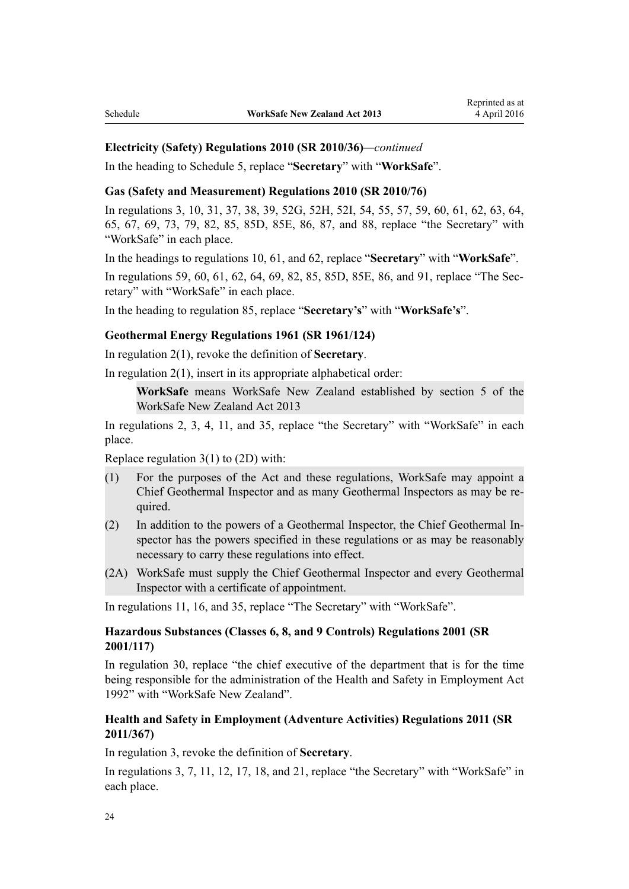**Electricity (Safety) Regulations 2010 (SR 2010/36)**—*continued*

In the heading to Schedule 5, replace "**Secretary**" with "**WorkSafe**".

**Gas (Safety and Measurement) Regulations 2010 (SR 2010/76)**

In regulations 3, 10, 31, 37, 38, 39, 52G, 52H, 52I, 54, 55, 57, 59, 60, 61, 62, 63, 64, 65, 67, 69, 73, 79, 82, 85, 85D, 85E, 86, 87, and 88, replace "the Secretary" with "WorkSafe" in each place.

In the headings to regulations 10, 61, and 62, replace "**Secretary**" with "**WorkSafe**".

In regulations 59, 60, 61, 62, 64, 69, 82, 85, 85D, 85E, 86, and 91, replace "The Secretary" with "WorkSafe" in each place.

In the heading to regulation 85, replace "**Secretary's**" with "**WorkSafe's**".

**Geothermal Energy Regulations 1961 (SR 1961/124)**

In regulation 2(1), revoke the definition of **Secretary**.

In regulation 2(1), insert in its appropriate alphabetical order:

> **WorkSafe** means WorkSafe New Zealand established by section 5 of the WorkSafe New Zealand Act 2013

In regulations 2, 3, 4, 11, and 35, replace "the Secretary" with "WorkSafe" in each place.

Replace regulation 3(1) to (2D) with:

> (1) For the purposes of the Act and these regulations, WorkSafe may appoint a Chief Geothermal Inspector and as many Geothermal Inspectors as may be required.
>
> (2) In addition to the powers of a Geothermal Inspector, the Chief Geothermal Inspector has the powers specified in these regulations or as may be reasonably necessary to carry these regulations into effect.
>
> (2A) WorkSafe must supply the Chief Geothermal Inspector and every Geothermal Inspector with a certificate of appointment.

In regulations 11, 16, and 35, replace "The Secretary" with "WorkSafe".

**Hazardous Substances (Classes 6, 8, and 9 Controls) Regulations 2001 (SR 2001/117)**

In regulation 30, replace "the chief executive of the department that is for the time being responsible for the administration of the Health and Safety in Employment Act 1992" with "WorkSafe New Zealand".

**Health and Safety in Employment (Adventure Activities) Regulations 2011 (SR 2011/367)**

In regulation 3, revoke the definition of **Secretary**.

In regulations 3, 7, 11, 12, 17, 18, and 21, replace "the Secretary" with "WorkSafe" in each place.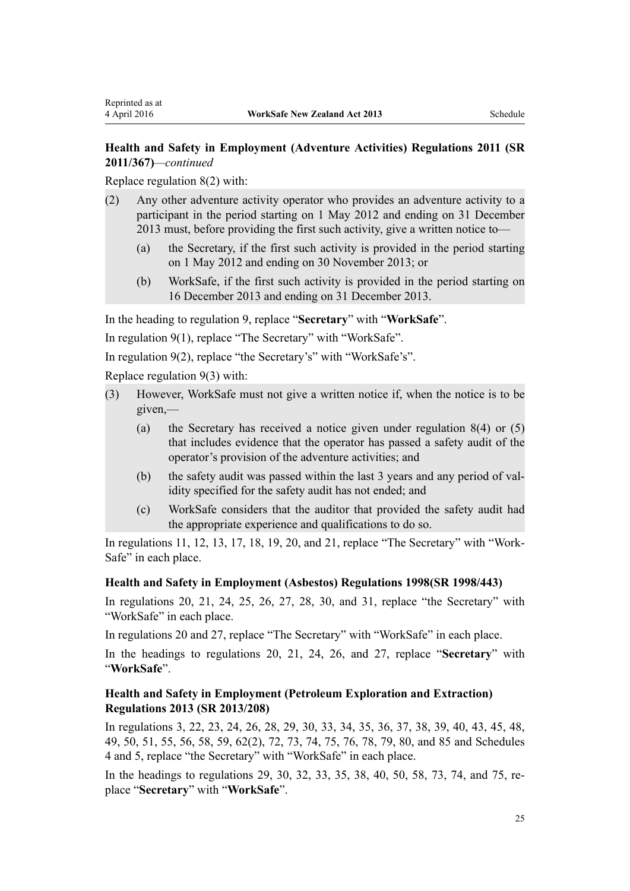**Health and Safety in Employment (Adventure Activities) Regulations 2011 (SR 2011/367)**—*continued*

Replace regulation 8(2) with:

(2) Any other adventure activity operator who provides an adventure activity to a participant in the period starting on 1 May 2012 and ending on 31 December 2013 must, before providing the first such activity, give a written notice to—

  (a) the Secretary, if the first such activity is provided in the period starting on 1 May 2012 and ending on 30 November 2013; or

  (b) WorkSafe, if the first such activity is provided in the period starting on 16 December 2013 and ending on 31 December 2013.

In the heading to regulation 9, replace "**Secretary**" with "**WorkSafe**".

In regulation 9(1), replace "The Secretary" with "WorkSafe".

In regulation 9(2), replace "the Secretary's" with "WorkSafe's".

Replace regulation 9(3) with:

(3) However, WorkSafe must not give a written notice if, when the notice is to be given,—

  (a) the Secretary has received a notice given under regulation 8(4) or (5) that includes evidence that the operator has passed a safety audit of the operator's provision of the adventure activities; and

  (b) the safety audit was passed within the last 3 years and any period of validity specified for the safety audit has not ended; and

  (c) WorkSafe considers that the auditor that provided the safety audit had the appropriate experience and qualifications to do so.

In regulations 11, 12, 13, 17, 18, 19, 20, and 21, replace "The Secretary" with "WorkSafe" in each place.

**Health and Safety in Employment (Asbestos) Regulations 1998(SR 1998/443)**

In regulations 20, 21, 24, 25, 26, 27, 28, 30, and 31, replace "the Secretary" with "WorkSafe" in each place.

In regulations 20 and 27, replace "The Secretary" with "WorkSafe" in each place.

In the headings to regulations 20, 21, 24, 26, and 27, replace "**Secretary**" with "**WorkSafe**".

**Health and Safety in Employment (Petroleum Exploration and Extraction) Regulations 2013 (SR 2013/208)**

In regulations 3, 22, 23, 24, 26, 28, 29, 30, 33, 34, 35, 36, 37, 38, 39, 40, 43, 45, 48, 49, 50, 51, 55, 56, 58, 59, 62(2), 72, 73, 74, 75, 76, 78, 79, 80, and 85 and Schedules 4 and 5, replace "the Secretary" with "WorkSafe" in each place.

In the headings to regulations 29, 30, 32, 33, 35, 38, 40, 50, 58, 73, 74, and 75, replace "**Secretary**" with "**WorkSafe**".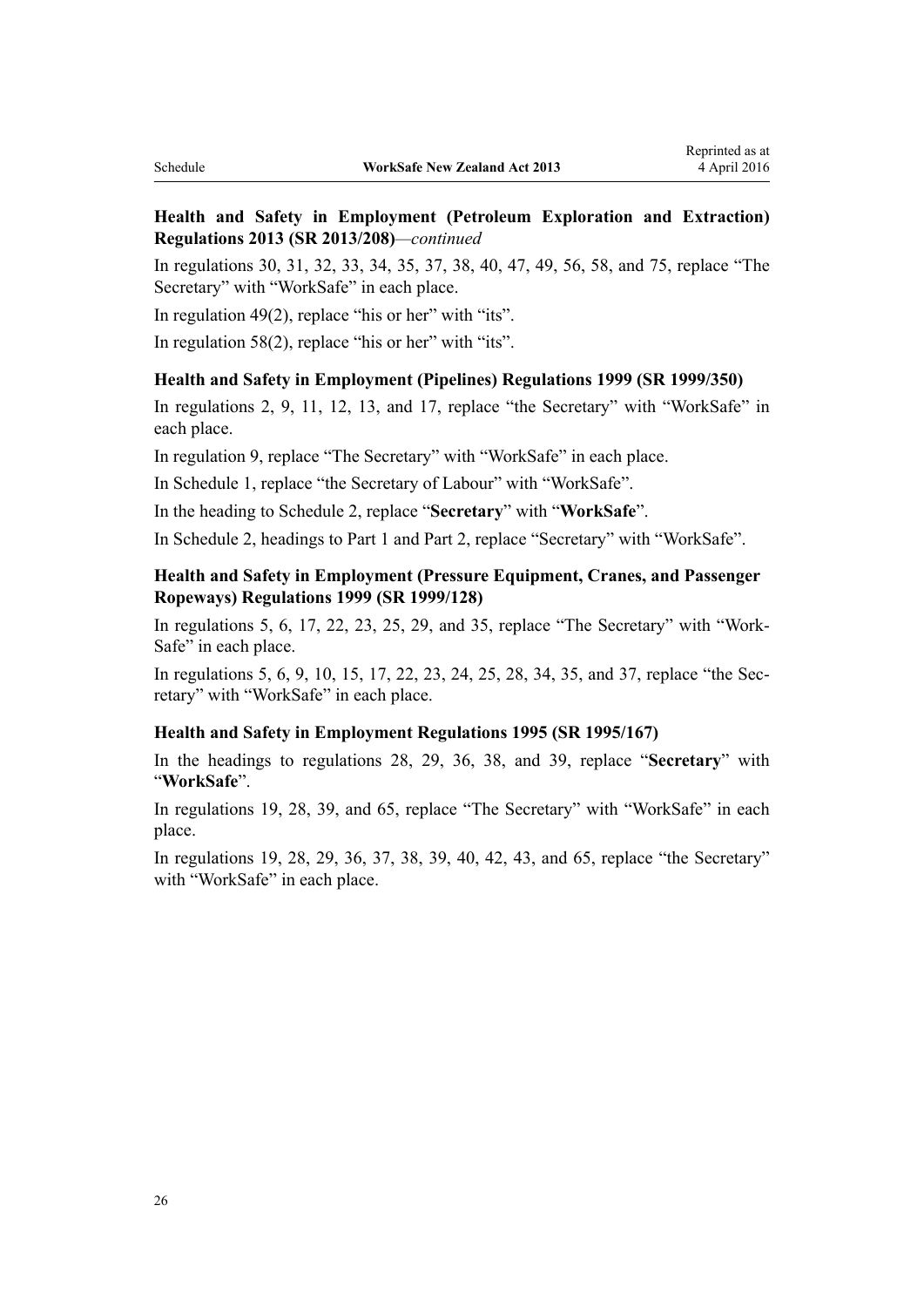**Health and Safety in Employment (Petroleum Exploration and Extraction) Regulations 2013 (SR 2013/208)**—*continued*

In regulations 30, 31, 32, 33, 34, 35, 37, 38, 40, 47, 49, 56, 58, and 75, replace "The Secretary" with "WorkSafe" in each place.

In regulation 49(2), replace "his or her" with "its".

In regulation 58(2), replace "his or her" with "its".

**Health and Safety in Employment (Pipelines) Regulations 1999 (SR 1999/350)**

In regulations 2, 9, 11, 12, 13, and 17, replace "the Secretary" with "WorkSafe" in each place.

In regulation 9, replace "The Secretary" with "WorkSafe" in each place.

In Schedule 1, replace "the Secretary of Labour" with "WorkSafe".

In the heading to Schedule 2, replace "**Secretary**" with "**WorkSafe**".

In Schedule 2, headings to Part 1 and Part 2, replace "Secretary" with "WorkSafe".

**Health and Safety in Employment (Pressure Equipment, Cranes, and Passenger Ropeways) Regulations 1999 (SR 1999/128)**

In regulations 5, 6, 17, 22, 23, 25, 29, and 35, replace "The Secretary" with "WorkSafe" in each place.

In regulations 5, 6, 9, 10, 15, 17, 22, 23, 24, 25, 28, 34, 35, and 37, replace "the Secretary" with "WorkSafe" in each place.

**Health and Safety in Employment Regulations 1995 (SR 1995/167)**

In the headings to regulations 28, 29, 36, 38, and 39, replace "**Secretary**" with "**WorkSafe**".

In regulations 19, 28, 39, and 65, replace "The Secretary" with "WorkSafe" in each place.

In regulations 19, 28, 29, 36, 37, 38, 39, 40, 42, 43, and 65, replace "the Secretary" with "WorkSafe" in each place.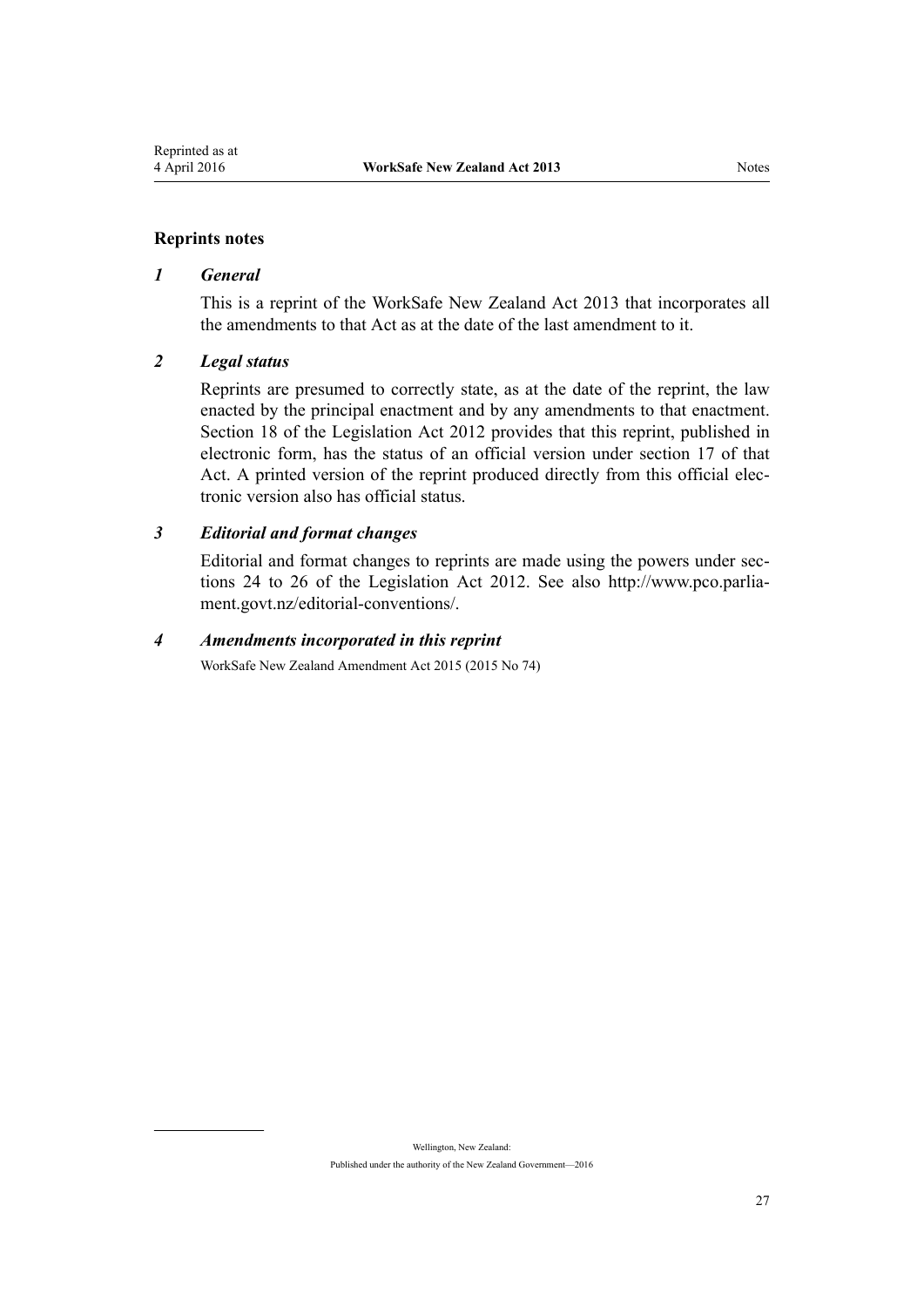## Reprints notes

### *1 General*

This is a reprint of the WorkSafe New Zealand Act 2013 that incorporates all the amendments to that Act as at the date of the last amendment to it.

### *2 Legal status*

Reprints are presumed to correctly state, as at the date of the reprint, the law enacted by the principal enactment and by any amendments to that enactment. Section 18 of the Legislation Act 2012 provides that this reprint, published in electronic form, has the status of an official version under section 17 of that Act. A printed version of the reprint produced directly from this official electronic version also has official status.

### *3 Editorial and format changes*

Editorial and format changes to reprints are made using the powers under sections 24 to 26 of the Legislation Act 2012. See also http://www.pco.parliament.govt.nz/editorial-conventions/.

### *4 Amendments incorporated in this reprint*

WorkSafe New Zealand Amendment Act 2015 (2015 No 74)

Wellington, New Zealand:

Published under the authority of the New Zealand Government—2016